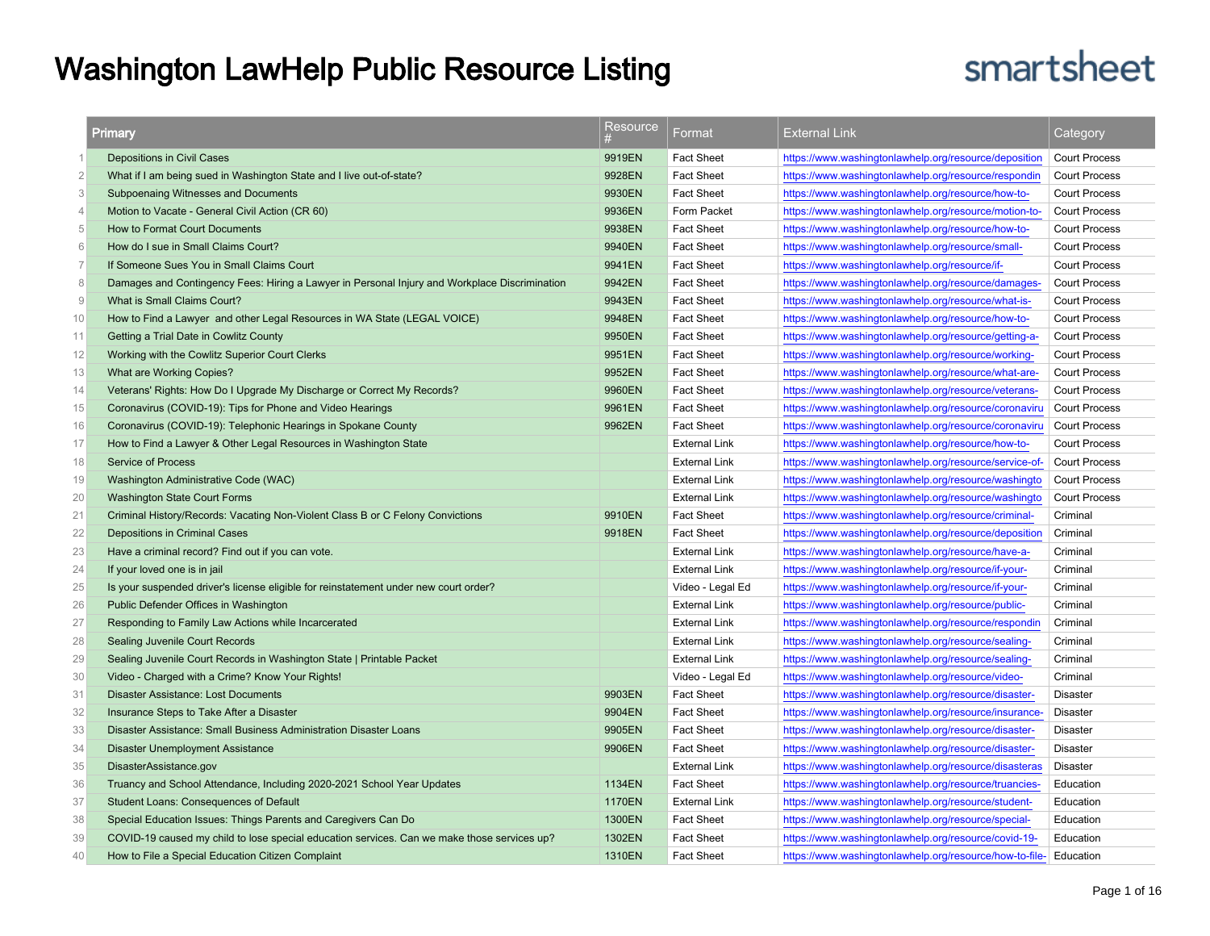# Washington LawHelp Public Resource Listing

smartsheet

| | Primary | Resource # | Format | External Link | Category |
|---|---|---|---|---|---|
| 1 | Depositions in Civil Cases | 9919EN | Fact Sheet | https://www.washingtonlawhelp.org/resource/deposition | Court Process |
| 2 | What if I am being sued in Washington State and I live out-of-state? | 9928EN | Fact Sheet | https://www.washingtonlawhelp.org/resource/respondin | Court Process |
| 3 | Subpoenaing Witnesses and Documents | 9930EN | Fact Sheet | https://www.washingtonlawhelp.org/resource/how-to- | Court Process |
| 4 | Motion to Vacate - General Civil Action (CR 60) | 9936EN | Form Packet | https://www.washingtonlawhelp.org/resource/motion-to- | Court Process |
| 5 | How to Format Court Documents | 9938EN | Fact Sheet | https://www.washingtonlawhelp.org/resource/how-to- | Court Process |
| 6 | How do I sue in Small Claims Court? | 9940EN | Fact Sheet | https://www.washingtonlawhelp.org/resource/small- | Court Process |
| 7 | If Someone Sues You in Small Claims Court | 9941EN | Fact Sheet | https://www.washingtonlawhelp.org/resource/if- | Court Process |
| 8 | Damages and Contingency Fees: Hiring a Lawyer in Personal Injury and Workplace Discrimination | 9942EN | Fact Sheet | https://www.washingtonlawhelp.org/resource/damages- | Court Process |
| 9 | What is Small Claims Court? | 9943EN | Fact Sheet | https://www.washingtonlawhelp.org/resource/what-is- | Court Process |
| 10 | How to Find a Lawyer  and other Legal Resources in WA State (LEGAL VOICE) | 9948EN | Fact Sheet | https://www.washingtonlawhelp.org/resource/how-to- | Court Process |
| 11 | Getting a Trial Date in Cowlitz County | 9950EN | Fact Sheet | https://www.washingtonlawhelp.org/resource/getting-a- | Court Process |
| 12 | Working with the Cowlitz Superior Court Clerks | 9951EN | Fact Sheet | https://www.washingtonlawhelp.org/resource/working- | Court Process |
| 13 | What are Working Copies? | 9952EN | Fact Sheet | https://www.washingtonlawhelp.org/resource/what-are- | Court Process |
| 14 | Veterans' Rights: How Do I Upgrade My Discharge or Correct My Records? | 9960EN | Fact Sheet | https://www.washingtonlawhelp.org/resource/veterans- | Court Process |
| 15 | Coronavirus (COVID-19): Tips for Phone and Video Hearings | 9961EN | Fact Sheet | https://www.washingtonlawhelp.org/resource/coronaviru | Court Process |
| 16 | Coronavirus (COVID-19): Telephonic Hearings in Spokane County | 9962EN | Fact Sheet | https://www.washingtonlawhelp.org/resource/coronaviru | Court Process |
| 17 | How to Find a Lawyer & Other Legal Resources in Washington State | | External Link | https://www.washingtonlawhelp.org/resource/how-to- | Court Process |
| 18 | Service of Process | | External Link | https://www.washingtonlawhelp.org/resource/service-of- | Court Process |
| 19 | Washington Administrative Code (WAC) | | External Link | https://www.washingtonlawhelp.org/resource/washingto | Court Process |
| 20 | Washington State Court Forms | | External Link | https://www.washingtonlawhelp.org/resource/washingto | Court Process |
| 21 | Criminal History/Records: Vacating Non-Violent Class B or C Felony Convictions | 9910EN | Fact Sheet | https://www.washingtonlawhelp.org/resource/criminal- | Criminal |
| 22 | Depositions in Criminal Cases | 9918EN | Fact Sheet | https://www.washingtonlawhelp.org/resource/deposition | Criminal |
| 23 | Have a criminal record? Find out if you can vote. | | External Link | https://www.washingtonlawhelp.org/resource/have-a- | Criminal |
| 24 | If your loved one is in jail | | External Link | https://www.washingtonlawhelp.org/resource/if-your- | Criminal |
| 25 | Is your suspended driver's license eligible for reinstatement under new court order? | | Video - Legal Ed | https://www.washingtonlawhelp.org/resource/if-your- | Criminal |
| 26 | Public Defender Offices in Washington | | External Link | https://www.washingtonlawhelp.org/resource/public- | Criminal |
| 27 | Responding to Family Law Actions while Incarcerated | | External Link | https://www.washingtonlawhelp.org/resource/respondin | Criminal |
| 28 | Sealing Juvenile Court Records | | External Link | https://www.washingtonlawhelp.org/resource/sealing- | Criminal |
| 29 | Sealing Juvenile Court Records in Washington State \| Printable Packet | | External Link | https://www.washingtonlawhelp.org/resource/sealing- | Criminal |
| 30 | Video - Charged with a Crime? Know Your Rights! | | Video - Legal Ed | https://www.washingtonlawhelp.org/resource/video- | Criminal |
| 31 | Disaster Assistance: Lost Documents | 9903EN | Fact Sheet | https://www.washingtonlawhelp.org/resource/disaster- | Disaster |
| 32 | Insurance Steps to Take After a Disaster | 9904EN | Fact Sheet | https://www.washingtonlawhelp.org/resource/insurance- | Disaster |
| 33 | Disaster Assistance: Small Business Administration Disaster Loans | 9905EN | Fact Sheet | https://www.washingtonlawhelp.org/resource/disaster- | Disaster |
| 34 | Disaster Unemployment Assistance | 9906EN | Fact Sheet | https://www.washingtonlawhelp.org/resource/disaster- | Disaster |
| 35 | DisasterAssistance.gov | | External Link | https://www.washingtonlawhelp.org/resource/disasteras | Disaster |
| 36 | Truancy and School Attendance, Including 2020-2021 School Year Updates | 1134EN | Fact Sheet | https://www.washingtonlawhelp.org/resource/truancies- | Education |
| 37 | Student Loans: Consequences of Default | 1170EN | External Link | https://www.washingtonlawhelp.org/resource/student- | Education |
| 38 | Special Education Issues: Things Parents and Caregivers Can Do | 1300EN | Fact Sheet | https://www.washingtonlawhelp.org/resource/special- | Education |
| 39 | COVID-19 caused my child to lose special education services. Can we make those services up? | 1302EN | Fact Sheet | https://www.washingtonlawhelp.org/resource/covid-19- | Education |
| 40 | How to File a Special Education Citizen Complaint | 1310EN | Fact Sheet | https://www.washingtonlawhelp.org/resource/how-to-file- | Education |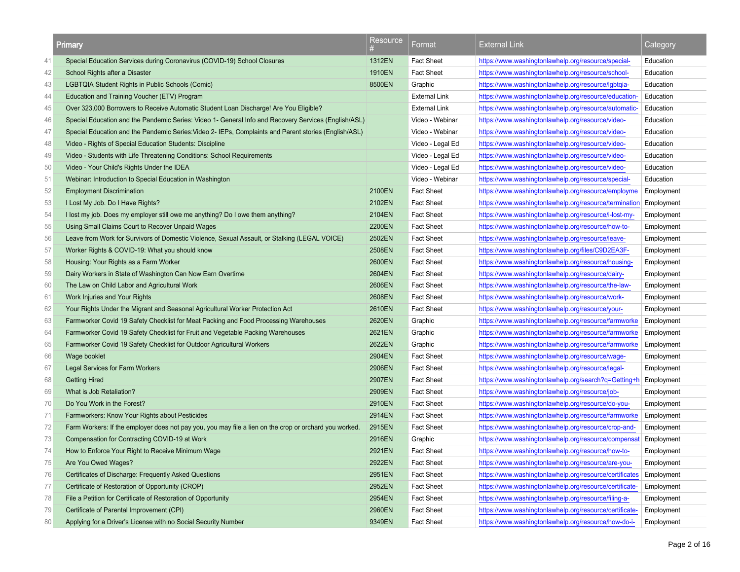| | Primary | Resource # | Format | External Link | Category |
|---|---|---|---|---|---|
| 41 | Special Education Services during Coronavirus (COVID-19) School Closures | 1312EN | Fact Sheet | https://www.washingtonlawhelp.org/resource/special- | Education |
| 42 | School Rights after a Disaster | 1910EN | Fact Sheet | https://www.washingtonlawhelp.org/resource/school- | Education |
| 43 | LGBTQIA Student Rights in Public Schools (Comic) | 8500EN | Graphic | https://www.washingtonlawhelp.org/resource/lgbtqia- | Education |
| 44 | Education and Training Voucher (ETV) Program | | External Link | https://www.washingtonlawhelp.org/resource/education- | Education |
| 45 | Over 323,000 Borrowers to Receive Automatic Student Loan Discharge! Are You Eligible? | | External Link | https://www.washingtonlawhelp.org/resource/automatic- | Education |
| 46 | Special Education and the Pandemic Series: Video 1- General Info and Recovery Services (English/ASL) | | Video - Webinar | https://www.washingtonlawhelp.org/resource/video- | Education |
| 47 | Special Education and the Pandemic Series:Video 2- IEPs, Complaints and Parent stories (English/ASL) | | Video - Webinar | https://www.washingtonlawhelp.org/resource/video- | Education |
| 48 | Video - Rights of Special Education Students: Discipline | | Video - Legal Ed | https://www.washingtonlawhelp.org/resource/video- | Education |
| 49 | Video - Students with Life Threatening Conditions: School Requirements | | Video - Legal Ed | https://www.washingtonlawhelp.org/resource/video- | Education |
| 50 | Video - Your Child's Rights Under the IDEA | | Video - Legal Ed | https://www.washingtonlawhelp.org/resource/video- | Education |
| 51 | Webinar: Introduction to Special Education in Washington | | Video - Webinar | https://www.washingtonlawhelp.org/resource/special- | Education |
| 52 | Employment Discrimination | 2100EN | Fact Sheet | https://www.washingtonlawhelp.org/resource/employme | Employment |
| 53 | I Lost My Job. Do I Have Rights? | 2102EN | Fact Sheet | https://www.washingtonlawhelp.org/resource/termination | Employment |
| 54 | I lost my job. Does my employer still owe me anything? Do I owe them anything? | 2104EN | Fact Sheet | https://www.washingtonlawhelp.org/resource/i-lost-my- | Employment |
| 55 | Using Small Claims Court to Recover Unpaid Wages | 2200EN | Fact Sheet | https://www.washingtonlawhelp.org/resource/how-to- | Employment |
| 56 | Leave from Work for Survivors of Domestic Violence, Sexual Assault, or Stalking (LEGAL VOICE) | 2502EN | Fact Sheet | https://www.washingtonlawhelp.org/resource/leave- | Employment |
| 57 | Worker Rights & COVID-19: What you should know | 2508EN | Fact Sheet | https://www.washingtonlawhelp.org/files/C9D2EA3F- | Employment |
| 58 | Housing: Your Rights as a Farm Worker | 2600EN | Fact Sheet | https://www.washingtonlawhelp.org/resource/housing- | Employment |
| 59 | Dairy Workers in State of Washington Can Now Earn Overtime | 2604EN | Fact Sheet | https://www.washingtonlawhelp.org/resource/dairy- | Employment |
| 60 | The Law on Child Labor and Agricultural Work | 2606EN | Fact Sheet | https://www.washingtonlawhelp.org/resource/the-law- | Employment |
| 61 | Work Injuries and Your Rights | 2608EN | Fact Sheet | https://www.washingtonlawhelp.org/resource/work- | Employment |
| 62 | Your Rights Under the Migrant and Seasonal Agricultural Worker Protection Act | 2610EN | Fact Sheet | https://www.washingtonlawhelp.org/resource/your- | Employment |
| 63 | Farmworker Covid 19 Safety Checklist for Meat Packing and Food Processing Warehouses | 2620EN | Graphic | https://www.washingtonlawhelp.org/resource/farmworke | Employment |
| 64 | Farmworker Covid 19 Safety Checklist for Fruit and Vegetable Packing Warehouses | 2621EN | Graphic | https://www.washingtonlawhelp.org/resource/farmworke | Employment |
| 65 | Farmworker Covid 19 Safety Checklist for Outdoor Agricultural Workers | 2622EN | Graphic | https://www.washingtonlawhelp.org/resource/farmworke | Employment |
| 66 | Wage booklet | 2904EN | Fact Sheet | https://www.washingtonlawhelp.org/resource/wage- | Employment |
| 67 | Legal Services for Farm Workers | 2906EN | Fact Sheet | https://www.washingtonlawhelp.org/resource/legal- | Employment |
| 68 | Getting Hired | 2907EN | Fact Sheet | https://www.washingtonlawhelp.org/search?q=Getting+h | Employment |
| 69 | What is Job Retaliation? | 2909EN | Fact Sheet | https://www.washingtonlawhelp.org/resource/job- | Employment |
| 70 | Do You Work in the Forest? | 2910EN | Fact Sheet | https://www.washingtonlawhelp.org/resource/do-you- | Employment |
| 71 | Farmworkers: Know Your Rights about Pesticides | 2914EN | Fact Sheet | https://www.washingtonlawhelp.org/resource/farmworke | Employment |
| 72 | Farm Workers: If the employer does not pay you, you may file a lien on the crop or orchard you worked. | 2915EN | Fact Sheet | https://www.washingtonlawhelp.org/resource/crop-and- | Employment |
| 73 | Compensation for Contracting COVID-19 at Work | 2916EN | Graphic | https://www.washingtonlawhelp.org/resource/compensat | Employment |
| 74 | How to Enforce Your Right to Receive Minimum Wage | 2921EN | Fact Sheet | https://www.washingtonlawhelp.org/resource/how-to- | Employment |
| 75 | Are You Owed Wages? | 2922EN | Fact Sheet | https://www.washingtonlawhelp.org/resource/are-you- | Employment |
| 76 | Certificates of Discharge: Frequently Asked Questions | 2951EN | Fact Sheet | https://www.washingtonlawhelp.org/resource/certificates | Employment |
| 77 | Certificate of Restoration of Opportunity (CROP) | 2952EN | Fact Sheet | https://www.washingtonlawhelp.org/resource/certificate- | Employment |
| 78 | File a Petition for Certificate of Restoration of Opportunity | 2954EN | Fact Sheet | https://www.washingtonlawhelp.org/resource/filing-a- | Employment |
| 79 | Certificate of Parental Improvement (CPI) | 2960EN | Fact Sheet | https://www.washingtonlawhelp.org/resource/certificate- | Employment |
| 80 | Applying for a Driver's License with no Social Security Number | 9349EN | Fact Sheet | https://www.washingtonlawhelp.org/resource/how-do-i- | Employment |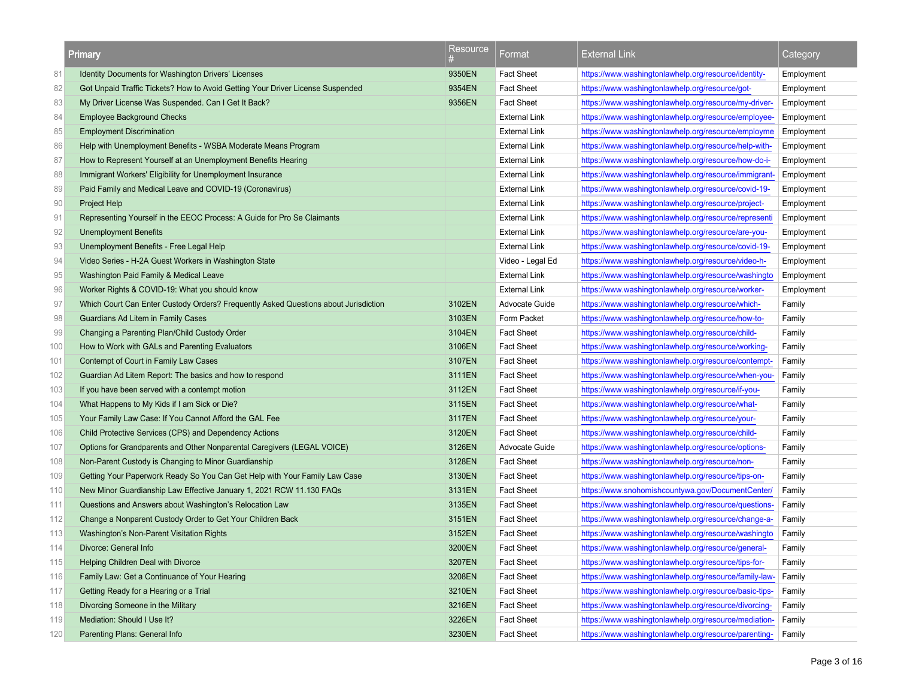| | Primary | Resource # | Format | External Link | Category |
|---|---|---|---|---|---|
| 81 | Identity Documents for Washington Drivers' Licenses | 9350EN | Fact Sheet | https://www.washingtonlawhelp.org/resource/identity- | Employment |
| 82 | Got Unpaid Traffic Tickets? How to Avoid Getting Your Driver License Suspended | 9354EN | Fact Sheet | https://www.washingtonlawhelp.org/resource/got- | Employment |
| 83 | My Driver License Was Suspended. Can I Get It Back? | 9356EN | Fact Sheet | https://www.washingtonlawhelp.org/resource/my-driver- | Employment |
| 84 | Employee Background Checks | | External Link | https://www.washingtonlawhelp.org/resource/employee- | Employment |
| 85 | Employment Discrimination | | External Link | https://www.washingtonlawhelp.org/resource/employme | Employment |
| 86 | Help with Unemployment Benefits - WSBA Moderate Means Program | | External Link | https://www.washingtonlawhelp.org/resource/help-with- | Employment |
| 87 | How to Represent Yourself at an Unemployment Benefits Hearing | | External Link | https://www.washingtonlawhelp.org/resource/how-do-i- | Employment |
| 88 | Immigrant Workers' Eligibility for Unemployment Insurance | | External Link | https://www.washingtonlawhelp.org/resource/immigrant- | Employment |
| 89 | Paid Family and Medical Leave and COVID-19 (Coronavirus) | | External Link | https://www.washingtonlawhelp.org/resource/covid-19- | Employment |
| 90 | Project Help | | External Link | https://www.washingtonlawhelp.org/resource/project- | Employment |
| 91 | Representing Yourself in the EEOC Process: A Guide for Pro Se Claimants | | External Link | https://www.washingtonlawhelp.org/resource/representi | Employment |
| 92 | Unemployment Benefits | | External Link | https://www.washingtonlawhelp.org/resource/are-you- | Employment |
| 93 | Unemployment Benefits - Free Legal Help | | External Link | https://www.washingtonlawhelp.org/resource/covid-19- | Employment |
| 94 | Video Series - H-2A Guest Workers in Washington State | | Video - Legal Ed | https://www.washingtonlawhelp.org/resource/video-h- | Employment |
| 95 | Washington Paid Family & Medical Leave | | External Link | https://www.washingtonlawhelp.org/resource/washingto | Employment |
| 96 | Worker Rights & COVID-19: What you should know | | External Link | https://www.washingtonlawhelp.org/resource/worker- | Employment |
| 97 | Which Court Can Enter Custody Orders? Frequently Asked Questions about Jurisdiction | 3102EN | Advocate Guide | https://www.washingtonlawhelp.org/resource/which- | Family |
| 98 | Guardians Ad Litem in Family Cases | 3103EN | Form Packet | https://www.washingtonlawhelp.org/resource/how-to- | Family |
| 99 | Changing a Parenting Plan/Child Custody Order | 3104EN | Fact Sheet | https://www.washingtonlawhelp.org/resource/child- | Family |
| 100 | How to Work with GALs and Parenting Evaluators | 3106EN | Fact Sheet | https://www.washingtonlawhelp.org/resource/working- | Family |
| 101 | Contempt of Court in Family Law Cases | 3107EN | Fact Sheet | https://www.washingtonlawhelp.org/resource/contempt- | Family |
| 102 | Guardian Ad Litem Report: The basics and how to respond | 3111EN | Fact Sheet | https://www.washingtonlawhelp.org/resource/when-you- | Family |
| 103 | If you have been served with a contempt motion | 3112EN | Fact Sheet | https://www.washingtonlawhelp.org/resource/if-you- | Family |
| 104 | What Happens to My Kids if I am Sick or Die? | 3115EN | Fact Sheet | https://www.washingtonlawhelp.org/resource/what- | Family |
| 105 | Your Family Law Case: If You Cannot Afford the GAL Fee | 3117EN | Fact Sheet | https://www.washingtonlawhelp.org/resource/your- | Family |
| 106 | Child Protective Services (CPS) and Dependency Actions | 3120EN | Fact Sheet | https://www.washingtonlawhelp.org/resource/child- | Family |
| 107 | Options for Grandparents and Other Nonparental Caregivers (LEGAL VOICE) | 3126EN | Advocate Guide | https://www.washingtonlawhelp.org/resource/options- | Family |
| 108 | Non-Parent Custody is Changing to Minor Guardianship | 3128EN | Fact Sheet | https://www.washingtonlawhelp.org/resource/non- | Family |
| 109 | Getting Your Paperwork Ready So You Can Get Help with Your Family Law Case | 3130EN | Fact Sheet | https://www.washingtonlawhelp.org/resource/tips-on- | Family |
| 110 | New Minor Guardianship Law Effective January 1, 2021 RCW 11.130 FAQs | 3131EN | Fact Sheet | https://www.snohomishcountywa.gov/DocumentCenter/ | Family |
| 111 | Questions and Answers about Washington's Relocation Law | 3135EN | Fact Sheet | https://www.washingtonlawhelp.org/resource/questions- | Family |
| 112 | Change a Nonparent Custody Order to Get Your Children Back | 3151EN | Fact Sheet | https://www.washingtonlawhelp.org/resource/change-a- | Family |
| 113 | Washington's Non-Parent Visitation Rights | 3152EN | Fact Sheet | https://www.washingtonlawhelp.org/resource/washingto | Family |
| 114 | Divorce: General Info | 3200EN | Fact Sheet | https://www.washingtonlawhelp.org/resource/general- | Family |
| 115 | Helping Children Deal with Divorce | 3207EN | Fact Sheet | https://www.washingtonlawhelp.org/resource/tips-for- | Family |
| 116 | Family Law: Get a Continuance of Your Hearing | 3208EN | Fact Sheet | https://www.washingtonlawhelp.org/resource/family-law- | Family |
| 117 | Getting Ready for a Hearing or a Trial | 3210EN | Fact Sheet | https://www.washingtonlawhelp.org/resource/basic-tips- | Family |
| 118 | Divorcing Someone in the Military | 3216EN | Fact Sheet | https://www.washingtonlawhelp.org/resource/divorcing- | Family |
| 119 | Mediation: Should I Use It? | 3226EN | Fact Sheet | https://www.washingtonlawhelp.org/resource/mediation- | Family |
| 120 | Parenting Plans: General Info | 3230EN | Fact Sheet | https://www.washingtonlawhelp.org/resource/parenting- | Family |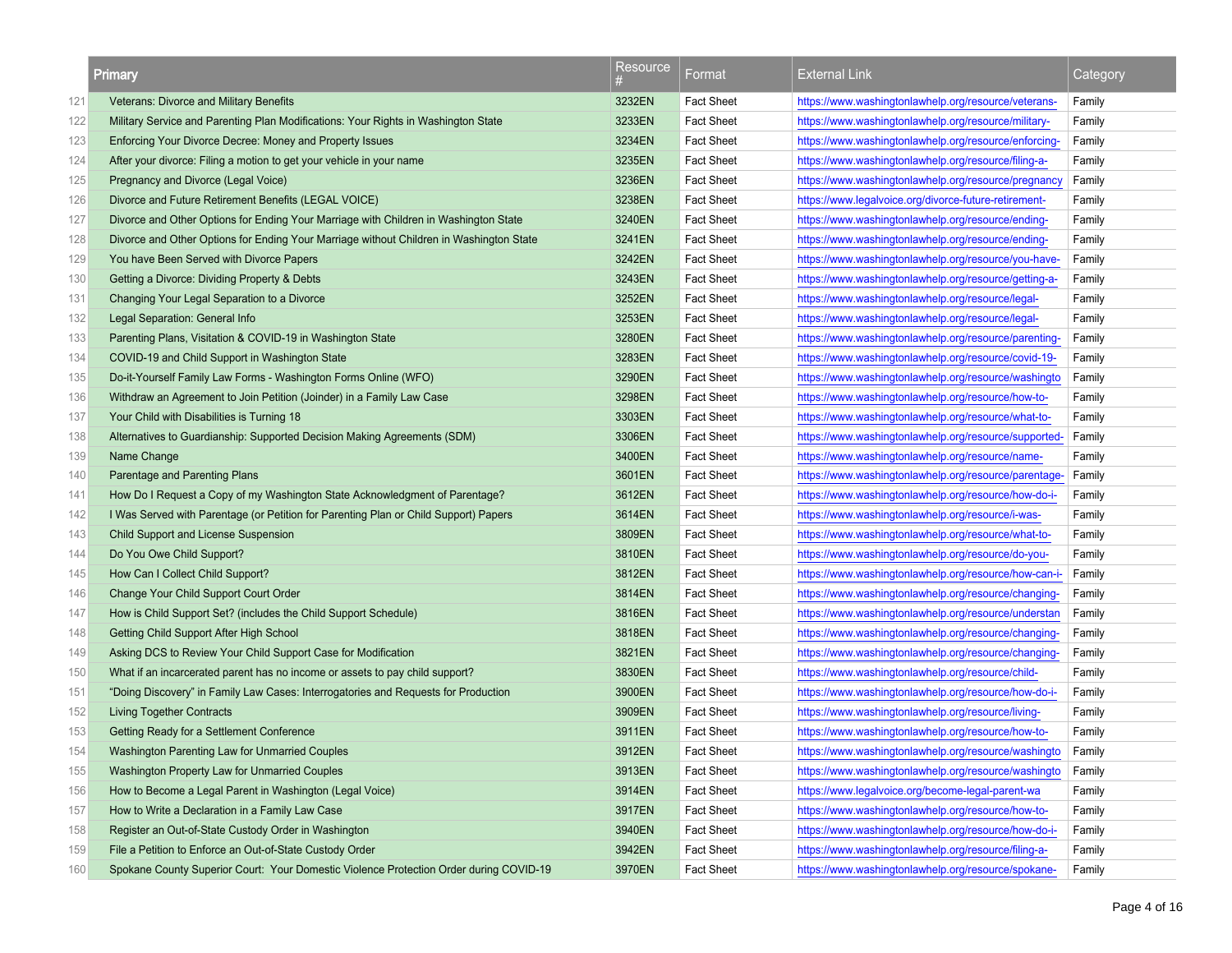| | Primary | Resource # | Format | External Link | Category |
|---|---|---|---|---|---|
| 121 | Veterans: Divorce and Military Benefits | 3232EN | Fact Sheet | https://www.washingtonlawhelp.org/resource/veterans- | Family |
| 122 | Military Service and Parenting Plan Modifications: Your Rights in Washington State | 3233EN | Fact Sheet | https://www.washingtonlawhelp.org/resource/military- | Family |
| 123 | Enforcing Your Divorce Decree: Money and Property Issues | 3234EN | Fact Sheet | https://www.washingtonlawhelp.org/resource/enforcing- | Family |
| 124 | After your divorce: Filing a motion to get your vehicle in your name | 3235EN | Fact Sheet | https://www.washingtonlawhelp.org/resource/filing-a- | Family |
| 125 | Pregnancy and Divorce (Legal Voice) | 3236EN | Fact Sheet | https://www.washingtonlawhelp.org/resource/pregnancy | Family |
| 126 | Divorce and Future Retirement Benefits (LEGAL VOICE) | 3238EN | Fact Sheet | https://www.legalvoice.org/divorce-future-retirement- | Family |
| 127 | Divorce and Other Options for Ending Your Marriage with Children in Washington State | 3240EN | Fact Sheet | https://www.washingtonlawhelp.org/resource/ending- | Family |
| 128 | Divorce and Other Options for Ending Your Marriage without Children in Washington State | 3241EN | Fact Sheet | https://www.washingtonlawhelp.org/resource/ending- | Family |
| 129 | You have Been Served with Divorce Papers | 3242EN | Fact Sheet | https://www.washingtonlawhelp.org/resource/you-have- | Family |
| 130 | Getting a Divorce: Dividing Property & Debts | 3243EN | Fact Sheet | https://www.washingtonlawhelp.org/resource/getting-a- | Family |
| 131 | Changing Your Legal Separation to a Divorce | 3252EN | Fact Sheet | https://www.washingtonlawhelp.org/resource/legal- | Family |
| 132 | Legal Separation: General Info | 3253EN | Fact Sheet | https://www.washingtonlawhelp.org/resource/legal- | Family |
| 133 | Parenting Plans, Visitation & COVID-19 in Washington State | 3280EN | Fact Sheet | https://www.washingtonlawhelp.org/resource/parenting- | Family |
| 134 | COVID-19 and Child Support in Washington State | 3283EN | Fact Sheet | https://www.washingtonlawhelp.org/resource/covid-19- | Family |
| 135 | Do-it-Yourself Family Law Forms - Washington Forms Online (WFO) | 3290EN | Fact Sheet | https://www.washingtonlawhelp.org/resource/washingto | Family |
| 136 | Withdraw an Agreement to Join Petition (Joinder) in a Family Law Case | 3298EN | Fact Sheet | https://www.washingtonlawhelp.org/resource/how-to- | Family |
| 137 | Your Child with Disabilities is Turning 18 | 3303EN | Fact Sheet | https://www.washingtonlawhelp.org/resource/what-to- | Family |
| 138 | Alternatives to Guardianship: Supported Decision Making Agreements (SDM) | 3306EN | Fact Sheet | https://www.washingtonlawhelp.org/resource/supported- | Family |
| 139 | Name Change | 3400EN | Fact Sheet | https://www.washingtonlawhelp.org/resource/name- | Family |
| 140 | Parentage and Parenting Plans | 3601EN | Fact Sheet | https://www.washingtonlawhelp.org/resource/parentage- | Family |
| 141 | How Do I Request a Copy of my Washington State Acknowledgment of Parentage? | 3612EN | Fact Sheet | https://www.washingtonlawhelp.org/resource/how-do-i- | Family |
| 142 | I Was Served with Parentage (or Petition for Parenting Plan or Child Support) Papers | 3614EN | Fact Sheet | https://www.washingtonlawhelp.org/resource/i-was- | Family |
| 143 | Child Support and License Suspension | 3809EN | Fact Sheet | https://www.washingtonlawhelp.org/resource/what-to- | Family |
| 144 | Do You Owe Child Support? | 3810EN | Fact Sheet | https://www.washingtonlawhelp.org/resource/do-you- | Family |
| 145 | How Can I Collect Child Support? | 3812EN | Fact Sheet | https://www.washingtonlawhelp.org/resource/how-can-i- | Family |
| 146 | Change Your Child Support Court Order | 3814EN | Fact Sheet | https://www.washingtonlawhelp.org/resource/changing- | Family |
| 147 | How is Child Support Set? (includes the Child Support Schedule) | 3816EN | Fact Sheet | https://www.washingtonlawhelp.org/resource/understan | Family |
| 148 | Getting Child Support After High School | 3818EN | Fact Sheet | https://www.washingtonlawhelp.org/resource/changing- | Family |
| 149 | Asking DCS to Review Your Child Support Case for Modification | 3821EN | Fact Sheet | https://www.washingtonlawhelp.org/resource/changing- | Family |
| 150 | What if an incarcerated parent has no income or assets to pay child support? | 3830EN | Fact Sheet | https://www.washingtonlawhelp.org/resource/child- | Family |
| 151 | "Doing Discovery" in Family Law Cases: Interrogatories and Requests for Production | 3900EN | Fact Sheet | https://www.washingtonlawhelp.org/resource/how-do-i- | Family |
| 152 | Living Together Contracts | 3909EN | Fact Sheet | https://www.washingtonlawhelp.org/resource/living- | Family |
| 153 | Getting Ready for a Settlement Conference | 3911EN | Fact Sheet | https://www.washingtonlawhelp.org/resource/how-to- | Family |
| 154 | Washington Parenting Law for Unmarried Couples | 3912EN | Fact Sheet | https://www.washingtonlawhelp.org/resource/washingto | Family |
| 155 | Washington Property Law for Unmarried Couples | 3913EN | Fact Sheet | https://www.washingtonlawhelp.org/resource/washingto | Family |
| 156 | How to Become a Legal Parent in Washington (Legal Voice) | 3914EN | Fact Sheet | https://www.legalvoice.org/become-legal-parent-wa | Family |
| 157 | How to Write a Declaration in a Family Law Case | 3917EN | Fact Sheet | https://www.washingtonlawhelp.org/resource/how-to- | Family |
| 158 | Register an Out-of-State Custody Order in Washington | 3940EN | Fact Sheet | https://www.washingtonlawhelp.org/resource/how-do-i- | Family |
| 159 | File a Petition to Enforce an Out-of-State Custody Order | 3942EN | Fact Sheet | https://www.washingtonlawhelp.org/resource/filing-a- | Family |
| 160 | Spokane County Superior Court: Your Domestic Violence Protection Order during COVID-19 | 3970EN | Fact Sheet | https://www.washingtonlawhelp.org/resource/spokane- | Family |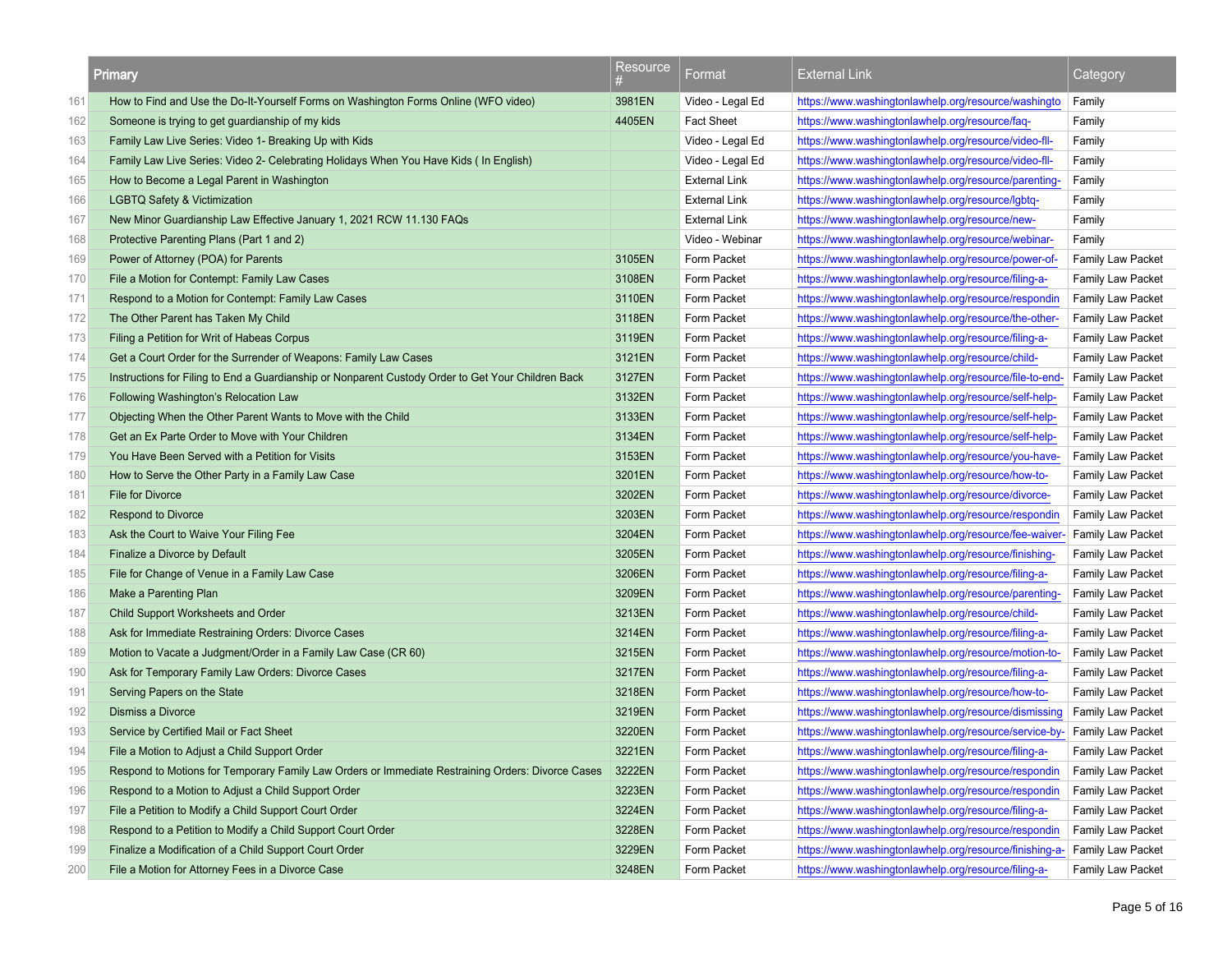| | Primary | Resource # | Format | External Link | Category |
|---|---|---|---|---|---|
| 161 | How to Find and Use the Do-It-Yourself Forms on Washington Forms Online (WFO video) | 3981EN | Video - Legal Ed | https://www.washingtonlawhelp.org/resource/washingto | Family |
| 162 | Someone is trying to get guardianship of my kids | 4405EN | Fact Sheet | https://www.washingtonlawhelp.org/resource/faq- | Family |
| 163 | Family Law Live Series: Video 1- Breaking Up with Kids | | Video - Legal Ed | https://www.washingtonlawhelp.org/resource/video-fll- | Family |
| 164 | Family Law Live Series: Video 2- Celebrating Holidays When You Have Kids ( In English) | | Video - Legal Ed | https://www.washingtonlawhelp.org/resource/video-fll- | Family |
| 165 | How to Become a Legal Parent in Washington | | External Link | https://www.washingtonlawhelp.org/resource/parenting- | Family |
| 166 | LGBTQ Safety & Victimization | | External Link | https://www.washingtonlawhelp.org/resource/lgbtq- | Family |
| 167 | New Minor Guardianship Law Effective January 1, 2021 RCW 11.130 FAQs | | External Link | https://www.washingtonlawhelp.org/resource/new- | Family |
| 168 | Protective Parenting Plans (Part 1 and 2) | | Video - Webinar | https://www.washingtonlawhelp.org/resource/webinar- | Family |
| 169 | Power of Attorney (POA) for Parents | 3105EN | Form Packet | https://www.washingtonlawhelp.org/resource/power-of- | Family Law Packet |
| 170 | File a Motion for Contempt: Family Law Cases | 3108EN | Form Packet | https://www.washingtonlawhelp.org/resource/filing-a- | Family Law Packet |
| 171 | Respond to a Motion for Contempt: Family Law Cases | 3110EN | Form Packet | https://www.washingtonlawhelp.org/resource/respondin | Family Law Packet |
| 172 | The Other Parent has Taken My Child | 3118EN | Form Packet | https://www.washingtonlawhelp.org/resource/the-other- | Family Law Packet |
| 173 | Filing a Petition for Writ of Habeas Corpus | 3119EN | Form Packet | https://www.washingtonlawhelp.org/resource/filing-a- | Family Law Packet |
| 174 | Get a Court Order for the Surrender of Weapons: Family Law Cases | 3121EN | Form Packet | https://www.washingtonlawhelp.org/resource/child- | Family Law Packet |
| 175 | Instructions for Filing to End a Guardianship or Nonparent Custody Order to Get Your Children Back | 3127EN | Form Packet | https://www.washingtonlawhelp.org/resource/file-to-end- | Family Law Packet |
| 176 | Following Washington's Relocation Law | 3132EN | Form Packet | https://www.washingtonlawhelp.org/resource/self-help- | Family Law Packet |
| 177 | Objecting When the Other Parent Wants to Move with the Child | 3133EN | Form Packet | https://www.washingtonlawhelp.org/resource/self-help- | Family Law Packet |
| 178 | Get an Ex Parte Order to Move with Your Children | 3134EN | Form Packet | https://www.washingtonlawhelp.org/resource/self-help- | Family Law Packet |
| 179 | You Have Been Served with a Petition for Visits | 3153EN | Form Packet | https://www.washingtonlawhelp.org/resource/you-have- | Family Law Packet |
| 180 | How to Serve the Other Party in a Family Law Case | 3201EN | Form Packet | https://www.washingtonlawhelp.org/resource/how-to- | Family Law Packet |
| 181 | File for Divorce | 3202EN | Form Packet | https://www.washingtonlawhelp.org/resource/divorce- | Family Law Packet |
| 182 | Respond to Divorce | 3203EN | Form Packet | https://www.washingtonlawhelp.org/resource/respondin | Family Law Packet |
| 183 | Ask the Court to Waive Your Filing Fee | 3204EN | Form Packet | https://www.washingtonlawhelp.org/resource/fee-waiver- | Family Law Packet |
| 184 | Finalize a Divorce by Default | 3205EN | Form Packet | https://www.washingtonlawhelp.org/resource/finishing- | Family Law Packet |
| 185 | File for Change of Venue in a Family Law Case | 3206EN | Form Packet | https://www.washingtonlawhelp.org/resource/filing-a- | Family Law Packet |
| 186 | Make a Parenting Plan | 3209EN | Form Packet | https://www.washingtonlawhelp.org/resource/parenting- | Family Law Packet |
| 187 | Child Support Worksheets and Order | 3213EN | Form Packet | https://www.washingtonlawhelp.org/resource/child- | Family Law Packet |
| 188 | Ask for Immediate Restraining Orders: Divorce Cases | 3214EN | Form Packet | https://www.washingtonlawhelp.org/resource/filing-a- | Family Law Packet |
| 189 | Motion to Vacate a Judgment/Order in a Family Law Case (CR 60) | 3215EN | Form Packet | https://www.washingtonlawhelp.org/resource/motion-to- | Family Law Packet |
| 190 | Ask for Temporary Family Law Orders: Divorce Cases | 3217EN | Form Packet | https://www.washingtonlawhelp.org/resource/filing-a- | Family Law Packet |
| 191 | Serving Papers on the State | 3218EN | Form Packet | https://www.washingtonlawhelp.org/resource/how-to- | Family Law Packet |
| 192 | Dismiss a Divorce | 3219EN | Form Packet | https://www.washingtonlawhelp.org/resource/dismissing | Family Law Packet |
| 193 | Service by Certified Mail or Fact Sheet | 3220EN | Form Packet | https://www.washingtonlawhelp.org/resource/service-by- | Family Law Packet |
| 194 | File a Motion to Adjust a Child Support Order | 3221EN | Form Packet | https://www.washingtonlawhelp.org/resource/filing-a- | Family Law Packet |
| 195 | Respond to Motions for Temporary Family Law Orders or Immediate Restraining Orders: Divorce Cases | 3222EN | Form Packet | https://www.washingtonlawhelp.org/resource/respondin | Family Law Packet |
| 196 | Respond to a Motion to Adjust a Child Support Order | 3223EN | Form Packet | https://www.washingtonlawhelp.org/resource/respondin | Family Law Packet |
| 197 | File a Petition to Modify a Child Support Court Order | 3224EN | Form Packet | https://www.washingtonlawhelp.org/resource/filing-a- | Family Law Packet |
| 198 | Respond to a Petition to Modify a Child Support Court Order | 3228EN | Form Packet | https://www.washingtonlawhelp.org/resource/respondin | Family Law Packet |
| 199 | Finalize a Modification of a Child Support Court Order | 3229EN | Form Packet | https://www.washingtonlawhelp.org/resource/finishing-a- | Family Law Packet |
| 200 | File a Motion for Attorney Fees in a Divorce Case | 3248EN | Form Packet | https://www.washingtonlawhelp.org/resource/filing-a- | Family Law Packet |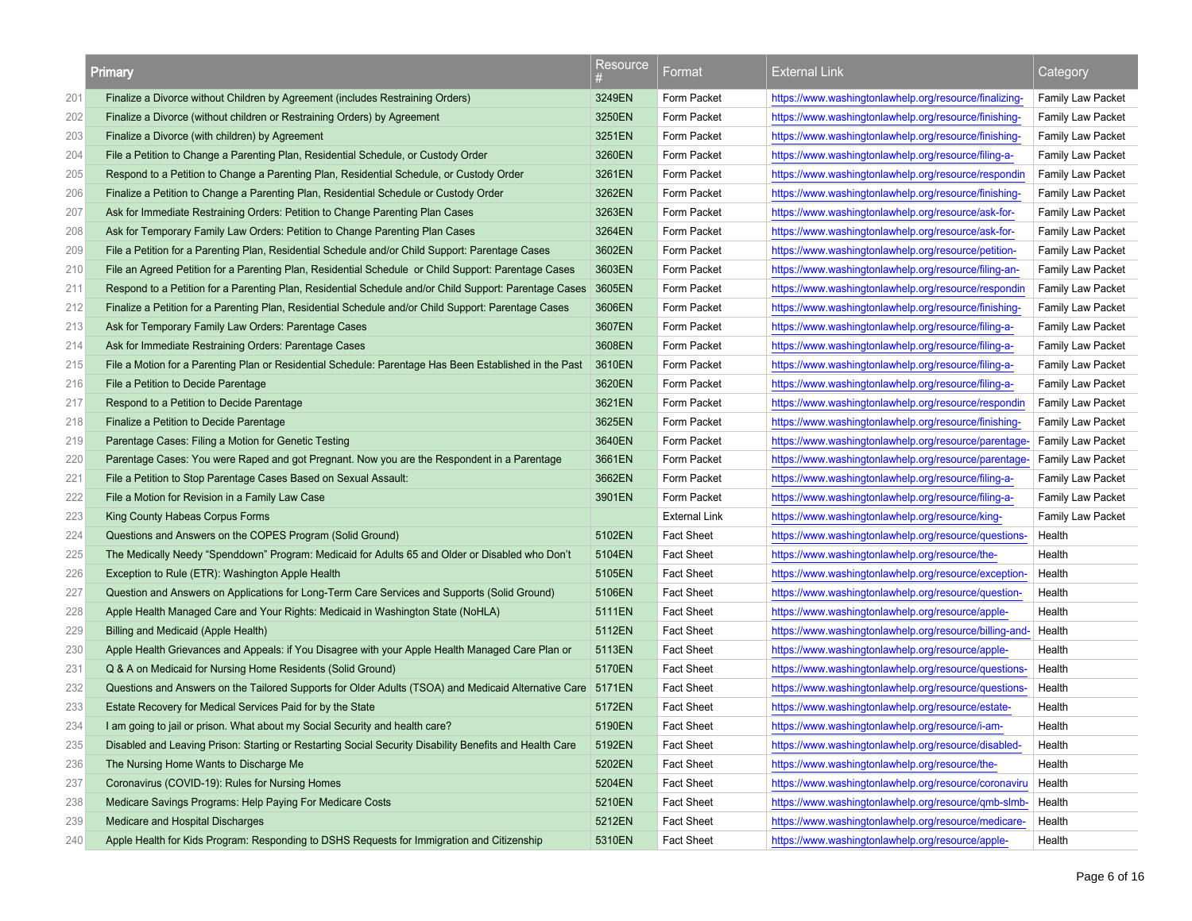| | Primary | Resource # | Format | External Link | Category |
|---|---|---|---|---|---|
| 201 | Finalize a Divorce without Children by Agreement (includes Restraining Orders) | 3249EN | Form Packet | https://www.washingtonlawhelp.org/resource/finalizing- | Family Law Packet |
| 202 | Finalize a Divorce (without children or Restraining Orders) by Agreement | 3250EN | Form Packet | https://www.washingtonlawhelp.org/resource/finishing- | Family Law Packet |
| 203 | Finalize a Divorce (with children) by Agreement | 3251EN | Form Packet | https://www.washingtonlawhelp.org/resource/finishing- | Family Law Packet |
| 204 | File a Petition to Change a Parenting Plan, Residential Schedule, or Custody Order | 3260EN | Form Packet | https://www.washingtonlawhelp.org/resource/filing-a- | Family Law Packet |
| 205 | Respond to a Petition to Change a Parenting Plan, Residential Schedule, or Custody Order | 3261EN | Form Packet | https://www.washingtonlawhelp.org/resource/respondin | Family Law Packet |
| 206 | Finalize a Petition to Change a Parenting Plan, Residential Schedule or Custody Order | 3262EN | Form Packet | https://www.washingtonlawhelp.org/resource/finishing- | Family Law Packet |
| 207 | Ask for Immediate Restraining Orders: Petition to Change Parenting Plan Cases | 3263EN | Form Packet | https://www.washingtonlawhelp.org/resource/ask-for- | Family Law Packet |
| 208 | Ask for Temporary Family Law Orders: Petition to Change Parenting Plan Cases | 3264EN | Form Packet | https://www.washingtonlawhelp.org/resource/ask-for- | Family Law Packet |
| 209 | File a Petition for a Parenting Plan, Residential Schedule and/or Child Support: Parentage Cases | 3602EN | Form Packet | https://www.washingtonlawhelp.org/resource/petition- | Family Law Packet |
| 210 | File an Agreed Petition for a Parenting Plan, Residential Schedule or Child Support: Parentage Cases | 3603EN | Form Packet | https://www.washingtonlawhelp.org/resource/filing-an- | Family Law Packet |
| 211 | Respond to a Petition for a Parenting Plan, Residential Schedule and/or Child Support: Parentage Cases | 3605EN | Form Packet | https://www.washingtonlawhelp.org/resource/respondin | Family Law Packet |
| 212 | Finalize a Petition for a Parenting Plan, Residential Schedule and/or Child Support: Parentage Cases | 3606EN | Form Packet | https://www.washingtonlawhelp.org/resource/finishing- | Family Law Packet |
| 213 | Ask for Temporary Family Law Orders: Parentage Cases | 3607EN | Form Packet | https://www.washingtonlawhelp.org/resource/filing-a- | Family Law Packet |
| 214 | Ask for Immediate Restraining Orders: Parentage Cases | 3608EN | Form Packet | https://www.washingtonlawhelp.org/resource/filing-a- | Family Law Packet |
| 215 | File a Motion for a Parenting Plan or Residential Schedule: Parentage Has Been Established in the Past | 3610EN | Form Packet | https://www.washingtonlawhelp.org/resource/filing-a- | Family Law Packet |
| 216 | File a Petition to Decide Parentage | 3620EN | Form Packet | https://www.washingtonlawhelp.org/resource/filing-a- | Family Law Packet |
| 217 | Respond to a Petition to Decide Parentage | 3621EN | Form Packet | https://www.washingtonlawhelp.org/resource/respondin | Family Law Packet |
| 218 | Finalize a Petition to Decide Parentage | 3625EN | Form Packet | https://www.washingtonlawhelp.org/resource/finishing- | Family Law Packet |
| 219 | Parentage Cases: Filing a Motion for Genetic Testing | 3640EN | Form Packet | https://www.washingtonlawhelp.org/resource/parentage- | Family Law Packet |
| 220 | Parentage Cases: You were Raped and got Pregnant. Now you are the Respondent in a Parentage | 3661EN | Form Packet | https://www.washingtonlawhelp.org/resource/parentage- | Family Law Packet |
| 221 | File a Petition to Stop Parentage Cases Based on Sexual Assault: | 3662EN | Form Packet | https://www.washingtonlawhelp.org/resource/filing-a- | Family Law Packet |
| 222 | File a Motion for Revision in a Family Law Case | 3901EN | Form Packet | https://www.washingtonlawhelp.org/resource/filing-a- | Family Law Packet |
| 223 | King County Habeas Corpus Forms | | External Link | https://www.washingtonlawhelp.org/resource/king- | Family Law Packet |
| 224 | Questions and Answers on the COPES Program (Solid Ground) | 5102EN | Fact Sheet | https://www.washingtonlawhelp.org/resource/questions- | Health |
| 225 | The Medically Needy “Spenddown” Program: Medicaid for Adults 65 and Older or Disabled who Don’t | 5104EN | Fact Sheet | https://www.washingtonlawhelp.org/resource/the- | Health |
| 226 | Exception to Rule (ETR): Washington Apple Health | 5105EN | Fact Sheet | https://www.washingtonlawhelp.org/resource/exception- | Health |
| 227 | Question and Answers on Applications for Long-Term Care Services and Supports (Solid Ground) | 5106EN | Fact Sheet | https://www.washingtonlawhelp.org/resource/question- | Health |
| 228 | Apple Health Managed Care and Your Rights: Medicaid in Washington State (NoHLA) | 5111EN | Fact Sheet | https://www.washingtonlawhelp.org/resource/apple- | Health |
| 229 | Billing and Medicaid (Apple Health) | 5112EN | Fact Sheet | https://www.washingtonlawhelp.org/resource/billing-and- | Health |
| 230 | Apple Health Grievances and Appeals: if You Disagree with your Apple Health Managed Care Plan or | 5113EN | Fact Sheet | https://www.washingtonlawhelp.org/resource/apple- | Health |
| 231 | Q & A on Medicaid for Nursing Home Residents (Solid Ground) | 5170EN | Fact Sheet | https://www.washingtonlawhelp.org/resource/questions- | Health |
| 232 | Questions and Answers on the Tailored Supports for Older Adults (TSOA) and Medicaid Alternative Care | 5171EN | Fact Sheet | https://www.washingtonlawhelp.org/resource/questions- | Health |
| 233 | Estate Recovery for Medical Services Paid for by the State | 5172EN | Fact Sheet | https://www.washingtonlawhelp.org/resource/estate- | Health |
| 234 | I am going to jail or prison. What about my Social Security and health care? | 5190EN | Fact Sheet | https://www.washingtonlawhelp.org/resource/i-am- | Health |
| 235 | Disabled and Leaving Prison: Starting or Restarting Social Security Disability Benefits and Health Care | 5192EN | Fact Sheet | https://www.washingtonlawhelp.org/resource/disabled- | Health |
| 236 | The Nursing Home Wants to Discharge Me | 5202EN | Fact Sheet | https://www.washingtonlawhelp.org/resource/the- | Health |
| 237 | Coronavirus (COVID-19): Rules for Nursing Homes | 5204EN | Fact Sheet | https://www.washingtonlawhelp.org/resource/coronaviru | Health |
| 238 | Medicare Savings Programs: Help Paying For Medicare Costs | 5210EN | Fact Sheet | https://www.washingtonlawhelp.org/resource/qmb-slmb- | Health |
| 239 | Medicare and Hospital Discharges | 5212EN | Fact Sheet | https://www.washingtonlawhelp.org/resource/medicare- | Health |
| 240 | Apple Health for Kids Program: Responding to DSHS Requests for Immigration and Citizenship | 5310EN | Fact Sheet | https://www.washingtonlawhelp.org/resource/apple- | Health |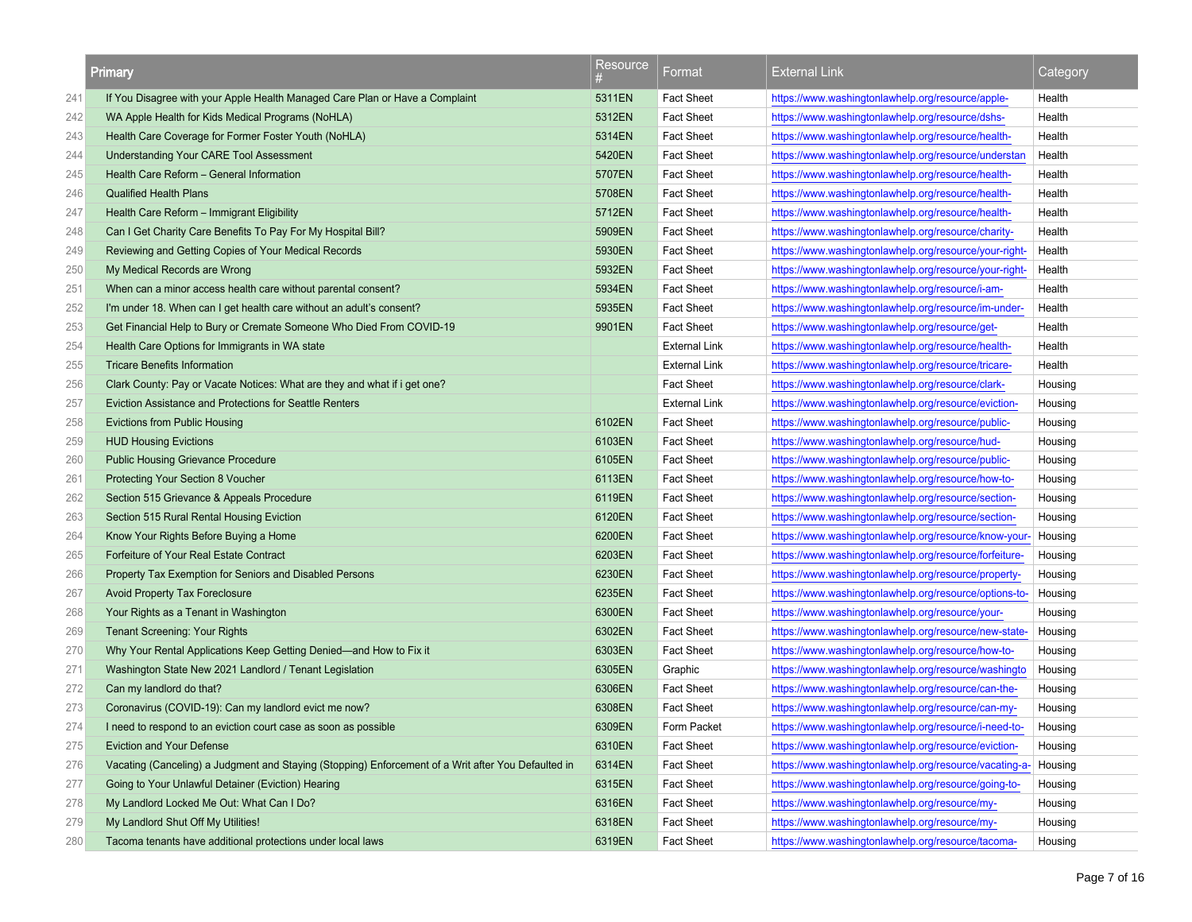| | Primary | Resource # | Format | External Link | Category |
|---|---|---|---|---|---|
| 241 | If You Disagree with your Apple Health Managed Care Plan or Have a Complaint | 5311EN | Fact Sheet | https://www.washingtonlawhelp.org/resource/apple- | Health |
| 242 | WA Apple Health for Kids Medical Programs (NoHLA) | 5312EN | Fact Sheet | https://www.washingtonlawhelp.org/resource/dshs- | Health |
| 243 | Health Care Coverage for Former Foster Youth (NoHLA) | 5314EN | Fact Sheet | https://www.washingtonlawhelp.org/resource/health- | Health |
| 244 | Understanding Your CARE Tool Assessment | 5420EN | Fact Sheet | https://www.washingtonlawhelp.org/resource/understan | Health |
| 245 | Health Care Reform – General Information | 5707EN | Fact Sheet | https://www.washingtonlawhelp.org/resource/health- | Health |
| 246 | Qualified Health Plans | 5708EN | Fact Sheet | https://www.washingtonlawhelp.org/resource/health- | Health |
| 247 | Health Care Reform – Immigrant Eligibility | 5712EN | Fact Sheet | https://www.washingtonlawhelp.org/resource/health- | Health |
| 248 | Can I Get Charity Care Benefits To Pay For My Hospital Bill? | 5909EN | Fact Sheet | https://www.washingtonlawhelp.org/resource/charity- | Health |
| 249 | Reviewing and Getting Copies of Your Medical Records | 5930EN | Fact Sheet | https://www.washingtonlawhelp.org/resource/your-right- | Health |
| 250 | My Medical Records are Wrong | 5932EN | Fact Sheet | https://www.washingtonlawhelp.org/resource/your-right- | Health |
| 251 | When can a minor access health care without parental consent? | 5934EN | Fact Sheet | https://www.washingtonlawhelp.org/resource/i-am- | Health |
| 252 | I'm under 18. When can I get health care without an adult's consent? | 5935EN | Fact Sheet | https://www.washingtonlawhelp.org/resource/im-under- | Health |
| 253 | Get Financial Help to Bury or Cremate Someone Who Died From COVID-19 | 9901EN | Fact Sheet | https://www.washingtonlawhelp.org/resource/get- | Health |
| 254 | Health Care Options for Immigrants in WA state | | External Link | https://www.washingtonlawhelp.org/resource/health- | Health |
| 255 | Tricare Benefits Information | | External Link | https://www.washingtonlawhelp.org/resource/tricare- | Health |
| 256 | Clark County: Pay or Vacate Notices: What are they and what if i get one? | | Fact Sheet | https://www.washingtonlawhelp.org/resource/clark- | Housing |
| 257 | Eviction Assistance and Protections for Seattle Renters | | External Link | https://www.washingtonlawhelp.org/resource/eviction- | Housing |
| 258 | Evictions from Public Housing | 6102EN | Fact Sheet | https://www.washingtonlawhelp.org/resource/public- | Housing |
| 259 | HUD Housing Evictions | 6103EN | Fact Sheet | https://www.washingtonlawhelp.org/resource/hud- | Housing |
| 260 | Public Housing Grievance Procedure | 6105EN | Fact Sheet | https://www.washingtonlawhelp.org/resource/public- | Housing |
| 261 | Protecting Your Section 8 Voucher | 6113EN | Fact Sheet | https://www.washingtonlawhelp.org/resource/how-to- | Housing |
| 262 | Section 515 Grievance & Appeals Procedure | 6119EN | Fact Sheet | https://www.washingtonlawhelp.org/resource/section- | Housing |
| 263 | Section 515 Rural Rental Housing Eviction | 6120EN | Fact Sheet | https://www.washingtonlawhelp.org/resource/section- | Housing |
| 264 | Know Your Rights Before Buying a Home | 6200EN | Fact Sheet | https://www.washingtonlawhelp.org/resource/know-your- | Housing |
| 265 | Forfeiture of Your Real Estate Contract | 6203EN | Fact Sheet | https://www.washingtonlawhelp.org/resource/forfeiture- | Housing |
| 266 | Property Tax Exemption for Seniors and Disabled Persons | 6230EN | Fact Sheet | https://www.washingtonlawhelp.org/resource/property- | Housing |
| 267 | Avoid Property Tax Foreclosure | 6235EN | Fact Sheet | https://www.washingtonlawhelp.org/resource/options-to- | Housing |
| 268 | Your Rights as a Tenant in Washington | 6300EN | Fact Sheet | https://www.washingtonlawhelp.org/resource/your- | Housing |
| 269 | Tenant Screening: Your Rights | 6302EN | Fact Sheet | https://www.washingtonlawhelp.org/resource/new-state- | Housing |
| 270 | Why Your Rental Applications Keep Getting Denied—and How to Fix it | 6303EN | Fact Sheet | https://www.washingtonlawhelp.org/resource/how-to- | Housing |
| 271 | Washington State New 2021 Landlord / Tenant Legislation | 6305EN | Graphic | https://www.washingtonlawhelp.org/resource/washingto | Housing |
| 272 | Can my landlord do that? | 6306EN | Fact Sheet | https://www.washingtonlawhelp.org/resource/can-the- | Housing |
| 273 | Coronavirus (COVID-19): Can my landlord evict me now? | 6308EN | Fact Sheet | https://www.washingtonlawhelp.org/resource/can-my- | Housing |
| 274 | I need to respond to an eviction court case as soon as possible | 6309EN | Form Packet | https://www.washingtonlawhelp.org/resource/i-need-to- | Housing |
| 275 | Eviction and Your Defense | 6310EN | Fact Sheet | https://www.washingtonlawhelp.org/resource/eviction- | Housing |
| 276 | Vacating (Canceling) a Judgment and Staying (Stopping) Enforcement of a Writ after You Defaulted in | 6314EN | Fact Sheet | https://www.washingtonlawhelp.org/resource/vacating-a- | Housing |
| 277 | Going to Your Unlawful Detainer (Eviction) Hearing | 6315EN | Fact Sheet | https://www.washingtonlawhelp.org/resource/going-to- | Housing |
| 278 | My Landlord Locked Me Out: What Can I Do? | 6316EN | Fact Sheet | https://www.washingtonlawhelp.org/resource/my- | Housing |
| 279 | My Landlord Shut Off My Utilities! | 6318EN | Fact Sheet | https://www.washingtonlawhelp.org/resource/my- | Housing |
| 280 | Tacoma tenants have additional protections under local laws | 6319EN | Fact Sheet | https://www.washingtonlawhelp.org/resource/tacoma- | Housing |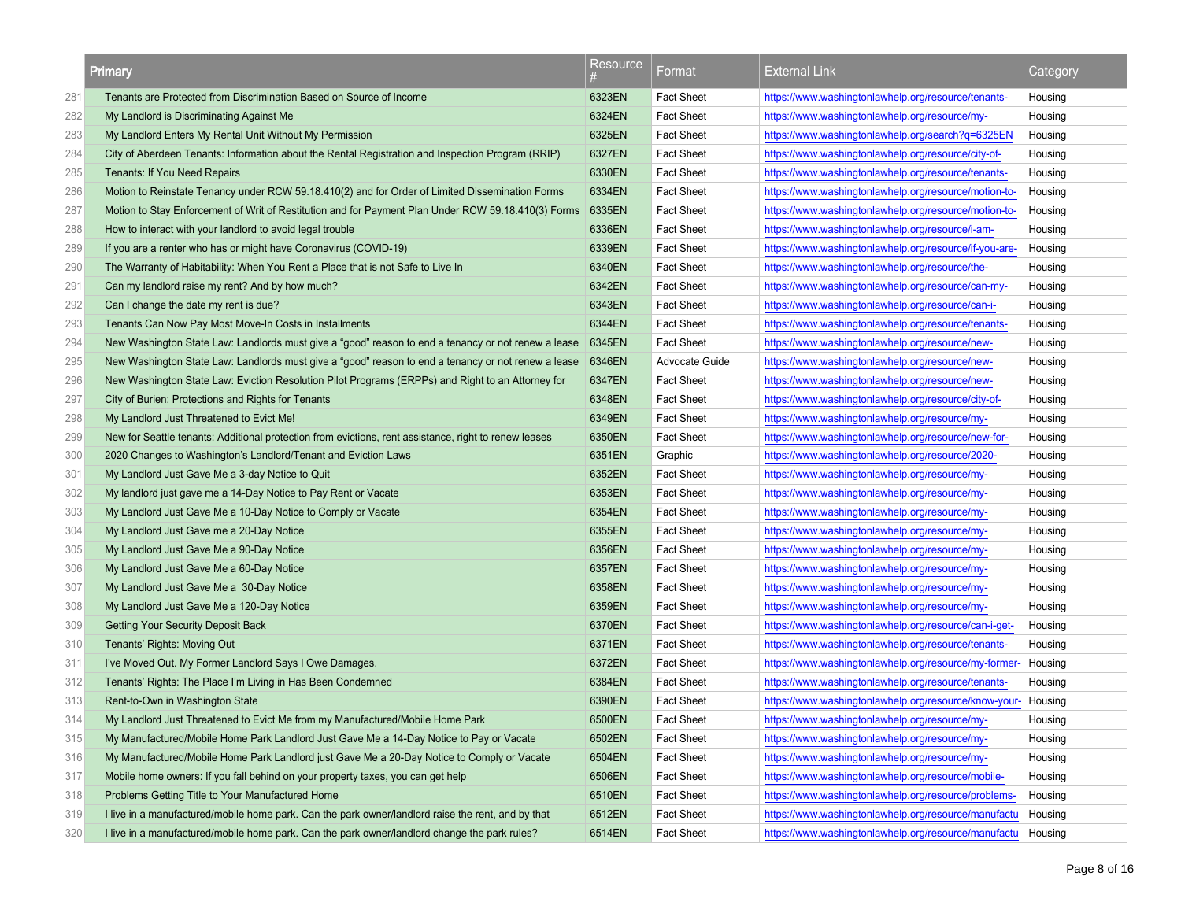| | Primary | Resource # | Format | External Link | Category |
|---|---|---|---|---|---|
| 281 | Tenants are Protected from Discrimination Based on Source of Income | 6323EN | Fact Sheet | https://www.washingtonlawhelp.org/resource/tenants- | Housing |
| 282 | My Landlord is Discriminating Against Me | 6324EN | Fact Sheet | https://www.washingtonlawhelp.org/resource/my- | Housing |
| 283 | My Landlord Enters My Rental Unit Without My Permission | 6325EN | Fact Sheet | https://www.washingtonlawhelp.org/search?q=6325EN | Housing |
| 284 | City of Aberdeen Tenants: Information about the Rental Registration and Inspection Program (RRIP) | 6327EN | Fact Sheet | https://www.washingtonlawhelp.org/resource/city-of- | Housing |
| 285 | Tenants: If You Need Repairs | 6330EN | Fact Sheet | https://www.washingtonlawhelp.org/resource/tenants- | Housing |
| 286 | Motion to Reinstate Tenancy under RCW 59.18.410(2) and for Order of Limited Dissemination Forms | 6334EN | Fact Sheet | https://www.washingtonlawhelp.org/resource/motion-to- | Housing |
| 287 | Motion to Stay Enforcement of Writ of Restitution and for Payment Plan Under RCW 59.18.410(3) Forms | 6335EN | Fact Sheet | https://www.washingtonlawhelp.org/resource/motion-to- | Housing |
| 288 | How to interact with your landlord to avoid legal trouble | 6336EN | Fact Sheet | https://www.washingtonlawhelp.org/resource/i-am- | Housing |
| 289 | If you are a renter who has or might have Coronavirus (COVID-19) | 6339EN | Fact Sheet | https://www.washingtonlawhelp.org/resource/if-you-are- | Housing |
| 290 | The Warranty of Habitability: When You Rent a Place that is not Safe to Live In | 6340EN | Fact Sheet | https://www.washingtonlawhelp.org/resource/the- | Housing |
| 291 | Can my landlord raise my rent? And by how much? | 6342EN | Fact Sheet | https://www.washingtonlawhelp.org/resource/can-my- | Housing |
| 292 | Can I change the date my rent is due? | 6343EN | Fact Sheet | https://www.washingtonlawhelp.org/resource/can-i- | Housing |
| 293 | Tenants Can Now Pay Most Move-In Costs in Installments | 6344EN | Fact Sheet | https://www.washingtonlawhelp.org/resource/tenants- | Housing |
| 294 | New Washington State Law: Landlords must give a “good” reason to end a tenancy or not renew a lease | 6345EN | Fact Sheet | https://www.washingtonlawhelp.org/resource/new- | Housing |
| 295 | New Washington State Law: Landlords must give a “good” reason to end a tenancy or not renew a lease | 6346EN | Advocate Guide | https://www.washingtonlawhelp.org/resource/new- | Housing |
| 296 | New Washington State Law: Eviction Resolution Pilot Programs (ERPPs) and Right to an Attorney for | 6347EN | Fact Sheet | https://www.washingtonlawhelp.org/resource/new- | Housing |
| 297 | City of Burien: Protections and Rights for Tenants | 6348EN | Fact Sheet | https://www.washingtonlawhelp.org/resource/city-of- | Housing |
| 298 | My Landlord Just Threatened to Evict Me! | 6349EN | Fact Sheet | https://www.washingtonlawhelp.org/resource/my- | Housing |
| 299 | New for Seattle tenants: Additional protection from evictions, rent assistance, right to renew leases | 6350EN | Fact Sheet | https://www.washingtonlawhelp.org/resource/new-for- | Housing |
| 300 | 2020 Changes to Washington’s Landlord/Tenant and Eviction Laws | 6351EN | Graphic | https://www.washingtonlawhelp.org/resource/2020- | Housing |
| 301 | My Landlord Just Gave Me a 3-day Notice to Quit | 6352EN | Fact Sheet | https://www.washingtonlawhelp.org/resource/my- | Housing |
| 302 | My landlord just gave me a 14-Day Notice to Pay Rent or Vacate | 6353EN | Fact Sheet | https://www.washingtonlawhelp.org/resource/my- | Housing |
| 303 | My Landlord Just Gave Me a 10-Day Notice to Comply or Vacate | 6354EN | Fact Sheet | https://www.washingtonlawhelp.org/resource/my- | Housing |
| 304 | My Landlord Just Gave me a 20-Day Notice | 6355EN | Fact Sheet | https://www.washingtonlawhelp.org/resource/my- | Housing |
| 305 | My Landlord Just Gave Me a 90-Day Notice | 6356EN | Fact Sheet | https://www.washingtonlawhelp.org/resource/my- | Housing |
| 306 | My Landlord Just Gave Me a 60-Day Notice | 6357EN | Fact Sheet | https://www.washingtonlawhelp.org/resource/my- | Housing |
| 307 | My Landlord Just Gave Me a 30-Day Notice | 6358EN | Fact Sheet | https://www.washingtonlawhelp.org/resource/my- | Housing |
| 308 | My Landlord Just Gave Me a 120-Day Notice | 6359EN | Fact Sheet | https://www.washingtonlawhelp.org/resource/my- | Housing |
| 309 | Getting Your Security Deposit Back | 6370EN | Fact Sheet | https://www.washingtonlawhelp.org/resource/can-i-get- | Housing |
| 310 | Tenants’ Rights: Moving Out | 6371EN | Fact Sheet | https://www.washingtonlawhelp.org/resource/tenants- | Housing |
| 311 | I’ve Moved Out. My Former Landlord Says I Owe Damages. | 6372EN | Fact Sheet | https://www.washingtonlawhelp.org/resource/my-former- | Housing |
| 312 | Tenants’ Rights: The Place I’m Living in Has Been Condemned | 6384EN | Fact Sheet | https://www.washingtonlawhelp.org/resource/tenants- | Housing |
| 313 | Rent-to-Own in Washington State | 6390EN | Fact Sheet | https://www.washingtonlawhelp.org/resource/know-your- | Housing |
| 314 | My Landlord Just Threatened to Evict Me from my Manufactured/Mobile Home Park | 6500EN | Fact Sheet | https://www.washingtonlawhelp.org/resource/my- | Housing |
| 315 | My Manufactured/Mobile Home Park Landlord Just Gave Me a 14-Day Notice to Pay or Vacate | 6502EN | Fact Sheet | https://www.washingtonlawhelp.org/resource/my- | Housing |
| 316 | My Manufactured/Mobile Home Park Landlord just Gave Me a 20-Day Notice to Comply or Vacate | 6504EN | Fact Sheet | https://www.washingtonlawhelp.org/resource/my- | Housing |
| 317 | Mobile home owners: If you fall behind on your property taxes, you can get help | 6506EN | Fact Sheet | https://www.washingtonlawhelp.org/resource/mobile- | Housing |
| 318 | Problems Getting Title to Your Manufactured Home | 6510EN | Fact Sheet | https://www.washingtonlawhelp.org/resource/problems- | Housing |
| 319 | I live in a manufactured/mobile home park. Can the park owner/landlord raise the rent, and by that | 6512EN | Fact Sheet | https://www.washingtonlawhelp.org/resource/manufactu | Housing |
| 320 | I live in a manufactured/mobile home park. Can the park owner/landlord change the park rules? | 6514EN | Fact Sheet | https://www.washingtonlawhelp.org/resource/manufactu | Housing |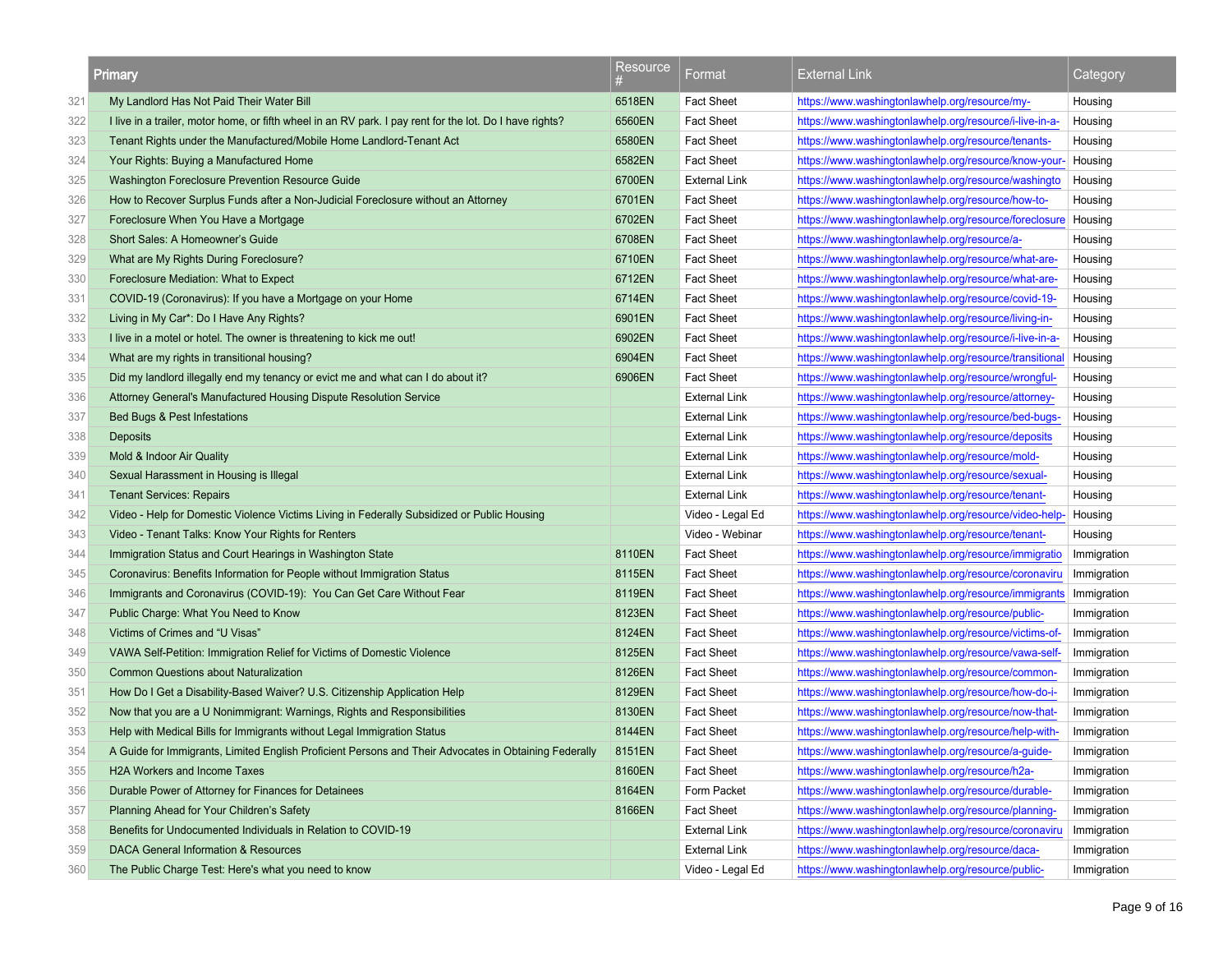| | Primary | Resource # | Format | External Link | Category |
|---|---|---|---|---|---|
| 321 | My Landlord Has Not Paid Their Water Bill | 6518EN | Fact Sheet | https://www.washingtonlawhelp.org/resource/my- | Housing |
| 322 | I live in a trailer, motor home, or fifth wheel in an RV park. I pay rent for the lot. Do I have rights? | 6560EN | Fact Sheet | https://www.washingtonlawhelp.org/resource/i-live-in-a- | Housing |
| 323 | Tenant Rights under the Manufactured/Mobile Home Landlord-Tenant Act | 6580EN | Fact Sheet | https://www.washingtonlawhelp.org/resource/tenants- | Housing |
| 324 | Your Rights: Buying a Manufactured Home | 6582EN | Fact Sheet | https://www.washingtonlawhelp.org/resource/know-your- | Housing |
| 325 | Washington Foreclosure Prevention Resource Guide | 6700EN | External Link | https://www.washingtonlawhelp.org/resource/washingto | Housing |
| 326 | How to Recover Surplus Funds after a Non-Judicial Foreclosure without an Attorney | 6701EN | Fact Sheet | https://www.washingtonlawhelp.org/resource/how-to- | Housing |
| 327 | Foreclosure When You Have a Mortgage | 6702EN | Fact Sheet | https://www.washingtonlawhelp.org/resource/foreclosure | Housing |
| 328 | Short Sales: A Homeowner's Guide | 6708EN | Fact Sheet | https://www.washingtonlawhelp.org/resource/a- | Housing |
| 329 | What are My Rights During Foreclosure? | 6710EN | Fact Sheet | https://www.washingtonlawhelp.org/resource/what-are- | Housing |
| 330 | Foreclosure Mediation: What to Expect | 6712EN | Fact Sheet | https://www.washingtonlawhelp.org/resource/what-are- | Housing |
| 331 | COVID-19 (Coronavirus): If you have a Mortgage on your Home | 6714EN | Fact Sheet | https://www.washingtonlawhelp.org/resource/covid-19- | Housing |
| 332 | Living in My Car*: Do I Have Any Rights? | 6901EN | Fact Sheet | https://www.washingtonlawhelp.org/resource/living-in- | Housing |
| 333 | I live in a motel or hotel. The owner is threatening to kick me out! | 6902EN | Fact Sheet | https://www.washingtonlawhelp.org/resource/i-live-in-a- | Housing |
| 334 | What are my rights in transitional housing? | 6904EN | Fact Sheet | https://www.washingtonlawhelp.org/resource/transitional | Housing |
| 335 | Did my landlord illegally end my tenancy or evict me and what can I do about it? | 6906EN | Fact Sheet | https://www.washingtonlawhelp.org/resource/wrongful- | Housing |
| 336 | Attorney General's Manufactured Housing Dispute Resolution Service | | External Link | https://www.washingtonlawhelp.org/resource/attorney- | Housing |
| 337 | Bed Bugs & Pest Infestations | | External Link | https://www.washingtonlawhelp.org/resource/bed-bugs- | Housing |
| 338 | Deposits | | External Link | https://www.washingtonlawhelp.org/resource/deposits | Housing |
| 339 | Mold & Indoor Air Quality | | External Link | https://www.washingtonlawhelp.org/resource/mold- | Housing |
| 340 | Sexual Harassment in Housing is Illegal | | External Link | https://www.washingtonlawhelp.org/resource/sexual- | Housing |
| 341 | Tenant Services: Repairs | | External Link | https://www.washingtonlawhelp.org/resource/tenant- | Housing |
| 342 | Video - Help for Domestic Violence Victims Living in Federally Subsidized or Public Housing | | Video - Legal Ed | https://www.washingtonlawhelp.org/resource/video-help- | Housing |
| 343 | Video - Tenant Talks: Know Your Rights for Renters | | Video - Webinar | https://www.washingtonlawhelp.org/resource/tenant- | Housing |
| 344 | Immigration Status and Court Hearings in Washington State | 8110EN | Fact Sheet | https://www.washingtonlawhelp.org/resource/immigratio | Immigration |
| 345 | Coronavirus: Benefits Information for People without Immigration Status | 8115EN | Fact Sheet | https://www.washingtonlawhelp.org/resource/coronaviru | Immigration |
| 346 | Immigrants and Coronavirus (COVID-19): You Can Get Care Without Fear | 8119EN | Fact Sheet | https://www.washingtonlawhelp.org/resource/immigrants | Immigration |
| 347 | Public Charge: What You Need to Know | 8123EN | Fact Sheet | https://www.washingtonlawhelp.org/resource/public- | Immigration |
| 348 | Victims of Crimes and "U Visas" | 8124EN | Fact Sheet | https://www.washingtonlawhelp.org/resource/victims-of- | Immigration |
| 349 | VAWA Self-Petition: Immigration Relief for Victims of Domestic Violence | 8125EN | Fact Sheet | https://www.washingtonlawhelp.org/resource/vawa-self- | Immigration |
| 350 | Common Questions about Naturalization | 8126EN | Fact Sheet | https://www.washingtonlawhelp.org/resource/common- | Immigration |
| 351 | How Do I Get a Disability-Based Waiver? U.S. Citizenship Application Help | 8129EN | Fact Sheet | https://www.washingtonlawhelp.org/resource/how-do-i- | Immigration |
| 352 | Now that you are a U Nonimmigrant: Warnings, Rights and Responsibilities | 8130EN | Fact Sheet | https://www.washingtonlawhelp.org/resource/now-that- | Immigration |
| 353 | Help with Medical Bills for Immigrants without Legal Immigration Status | 8144EN | Fact Sheet | https://www.washingtonlawhelp.org/resource/help-with- | Immigration |
| 354 | A Guide for Immigrants, Limited English Proficient Persons and Their Advocates in Obtaining Federally | 8151EN | Fact Sheet | https://www.washingtonlawhelp.org/resource/a-guide- | Immigration |
| 355 | H2A Workers and Income Taxes | 8160EN | Fact Sheet | https://www.washingtonlawhelp.org/resource/h2a- | Immigration |
| 356 | Durable Power of Attorney for Finances for Detainees | 8164EN | Form Packet | https://www.washingtonlawhelp.org/resource/durable- | Immigration |
| 357 | Planning Ahead for Your Children's Safety | 8166EN | Fact Sheet | https://www.washingtonlawhelp.org/resource/planning- | Immigration |
| 358 | Benefits for Undocumented Individuals in Relation to COVID-19 | | External Link | https://www.washingtonlawhelp.org/resource/coronaviru | Immigration |
| 359 | DACA General Information & Resources | | External Link | https://www.washingtonlawhelp.org/resource/daca- | Immigration |
| 360 | The Public Charge Test: Here's what you need to know | | Video - Legal Ed | https://www.washingtonlawhelp.org/resource/public- | Immigration |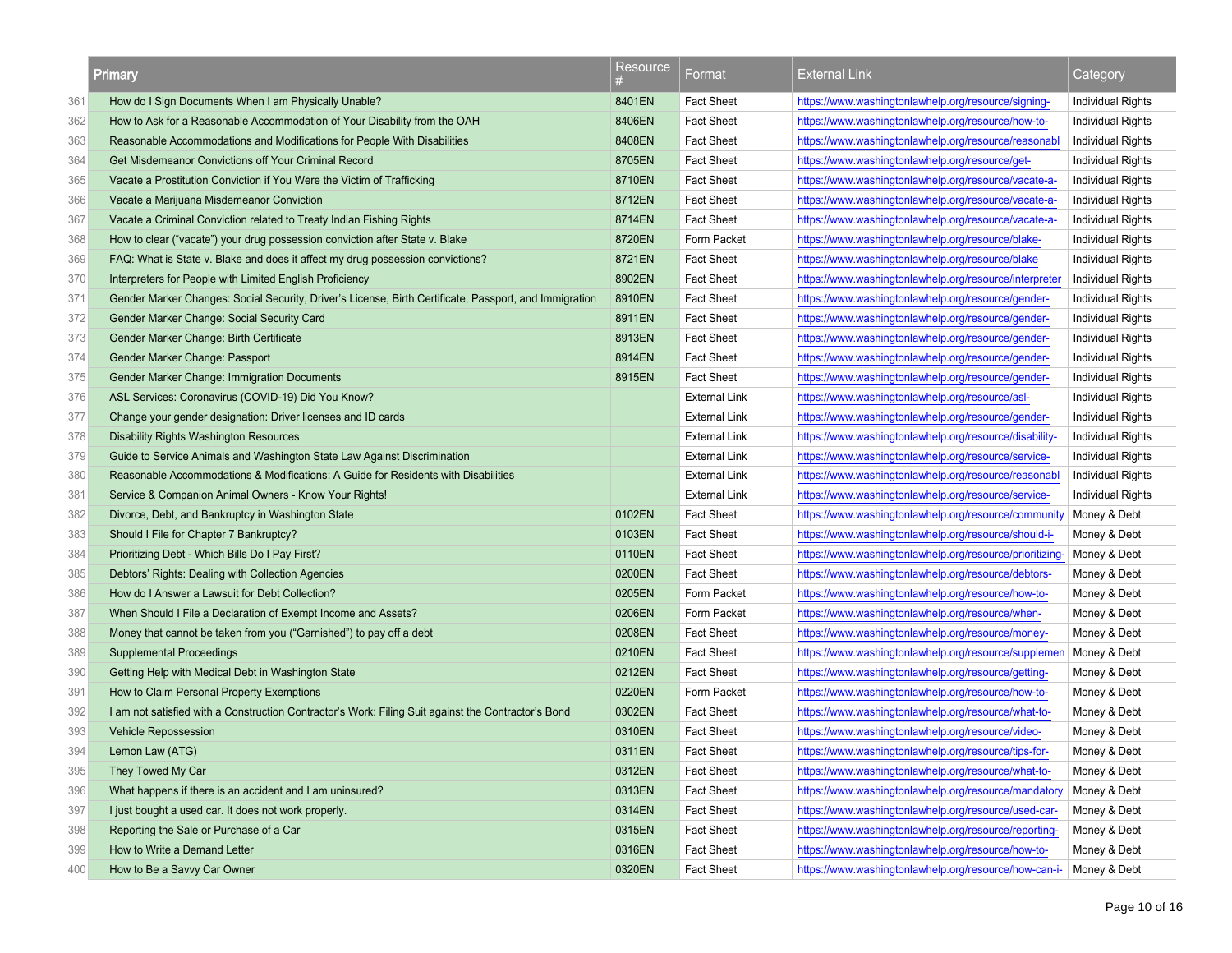|  | Primary | Resource # | Format | External Link | Category |
|---|---|---|---|---|---|
| 361 | How do I Sign Documents When I am Physically Unable? | 8401EN | Fact Sheet | https://www.washingtonlawhelp.org/resource/signing- | Individual Rights |
| 362 | How to Ask for a Reasonable Accommodation of Your Disability from the OAH | 8406EN | Fact Sheet | https://www.washingtonlawhelp.org/resource/how-to- | Individual Rights |
| 363 | Reasonable Accommodations and Modifications for People With Disabilities | 8408EN | Fact Sheet | https://www.washingtonlawhelp.org/resource/reasonabl | Individual Rights |
| 364 | Get Misdemeanor Convictions off Your Criminal Record | 8705EN | Fact Sheet | https://www.washingtonlawhelp.org/resource/get- | Individual Rights |
| 365 | Vacate a Prostitution Conviction if You Were the Victim of Trafficking | 8710EN | Fact Sheet | https://www.washingtonlawhelp.org/resource/vacate-a- | Individual Rights |
| 366 | Vacate a Marijuana Misdemeanor Conviction | 8712EN | Fact Sheet | https://www.washingtonlawhelp.org/resource/vacate-a- | Individual Rights |
| 367 | Vacate a Criminal Conviction related to Treaty Indian Fishing Rights | 8714EN | Fact Sheet | https://www.washingtonlawhelp.org/resource/vacate-a- | Individual Rights |
| 368 | How to clear ("vacate") your drug possession conviction after State v. Blake | 8720EN | Form Packet | https://www.washingtonlawhelp.org/resource/blake- | Individual Rights |
| 369 | FAQ: What is State v. Blake and does it affect my drug possession convictions? | 8721EN | Fact Sheet | https://www.washingtonlawhelp.org/resource/blake | Individual Rights |
| 370 | Interpreters for People with Limited English Proficiency | 8902EN | Fact Sheet | https://www.washingtonlawhelp.org/resource/interpreter | Individual Rights |
| 371 | Gender Marker Changes: Social Security, Driver's License, Birth Certificate, Passport, and Immigration | 8910EN | Fact Sheet | https://www.washingtonlawhelp.org/resource/gender- | Individual Rights |
| 372 | Gender Marker Change: Social Security Card | 8911EN | Fact Sheet | https://www.washingtonlawhelp.org/resource/gender- | Individual Rights |
| 373 | Gender Marker Change: Birth Certificate | 8913EN | Fact Sheet | https://www.washingtonlawhelp.org/resource/gender- | Individual Rights |
| 374 | Gender Marker Change: Passport | 8914EN | Fact Sheet | https://www.washingtonlawhelp.org/resource/gender- | Individual Rights |
| 375 | Gender Marker Change: Immigration Documents | 8915EN | Fact Sheet | https://www.washingtonlawhelp.org/resource/gender- | Individual Rights |
| 376 | ASL Services: Coronavirus (COVID-19) Did You Know? |  | External Link | https://www.washingtonlawhelp.org/resource/asl- | Individual Rights |
| 377 | Change your gender designation: Driver licenses and ID cards |  | External Link | https://www.washingtonlawhelp.org/resource/gender- | Individual Rights |
| 378 | Disability Rights Washington Resources |  | External Link | https://www.washingtonlawhelp.org/resource/disability- | Individual Rights |
| 379 | Guide to Service Animals and Washington State Law Against Discrimination |  | External Link | https://www.washingtonlawhelp.org/resource/service- | Individual Rights |
| 380 | Reasonable Accommodations & Modifications: A Guide for Residents with Disabilities |  | External Link | https://www.washingtonlawhelp.org/resource/reasonabl | Individual Rights |
| 381 | Service & Companion Animal Owners - Know Your Rights! |  | External Link | https://www.washingtonlawhelp.org/resource/service- | Individual Rights |
| 382 | Divorce, Debt, and Bankruptcy in Washington State | 0102EN | Fact Sheet | https://www.washingtonlawhelp.org/resource/community | Money & Debt |
| 383 | Should I File for Chapter 7 Bankruptcy? | 0103EN | Fact Sheet | https://www.washingtonlawhelp.org/resource/should-i- | Money & Debt |
| 384 | Prioritizing Debt - Which Bills Do I Pay First? | 0110EN | Fact Sheet | https://www.washingtonlawhelp.org/resource/prioritizing- | Money & Debt |
| 385 | Debtors' Rights: Dealing with Collection Agencies | 0200EN | Fact Sheet | https://www.washingtonlawhelp.org/resource/debtors- | Money & Debt |
| 386 | How do I Answer a Lawsuit for Debt Collection? | 0205EN | Form Packet | https://www.washingtonlawhelp.org/resource/how-to- | Money & Debt |
| 387 | When Should I File a Declaration of Exempt Income and Assets? | 0206EN | Form Packet | https://www.washingtonlawhelp.org/resource/when- | Money & Debt |
| 388 | Money that cannot be taken from you ("Garnished") to pay off a debt | 0208EN | Fact Sheet | https://www.washingtonlawhelp.org/resource/money- | Money & Debt |
| 389 | Supplemental Proceedings | 0210EN | Fact Sheet | https://www.washingtonlawhelp.org/resource/supplemen | Money & Debt |
| 390 | Getting Help with Medical Debt in Washington State | 0212EN | Fact Sheet | https://www.washingtonlawhelp.org/resource/getting- | Money & Debt |
| 391 | How to Claim Personal Property Exemptions | 0220EN | Form Packet | https://www.washingtonlawhelp.org/resource/how-to- | Money & Debt |
| 392 | I am not satisfied with a Construction Contractor's Work: Filing Suit against the Contractor's Bond | 0302EN | Fact Sheet | https://www.washingtonlawhelp.org/resource/what-to- | Money & Debt |
| 393 | Vehicle Repossession | 0310EN | Fact Sheet | https://www.washingtonlawhelp.org/resource/video- | Money & Debt |
| 394 | Lemon Law (ATG) | 0311EN | Fact Sheet | https://www.washingtonlawhelp.org/resource/tips-for- | Money & Debt |
| 395 | They Towed My Car | 0312EN | Fact Sheet | https://www.washingtonlawhelp.org/resource/what-to- | Money & Debt |
| 396 | What happens if there is an accident and I am uninsured? | 0313EN | Fact Sheet | https://www.washingtonlawhelp.org/resource/mandatory | Money & Debt |
| 397 | I just bought a used car. It does not work properly. | 0314EN | Fact Sheet | https://www.washingtonlawhelp.org/resource/used-car- | Money & Debt |
| 398 | Reporting the Sale or Purchase of a Car | 0315EN | Fact Sheet | https://www.washingtonlawhelp.org/resource/reporting- | Money & Debt |
| 399 | How to Write a Demand Letter | 0316EN | Fact Sheet | https://www.washingtonlawhelp.org/resource/how-to- | Money & Debt |
| 400 | How to Be a Savvy Car Owner | 0320EN | Fact Sheet | https://www.washingtonlawhelp.org/resource/how-can-i- | Money & Debt |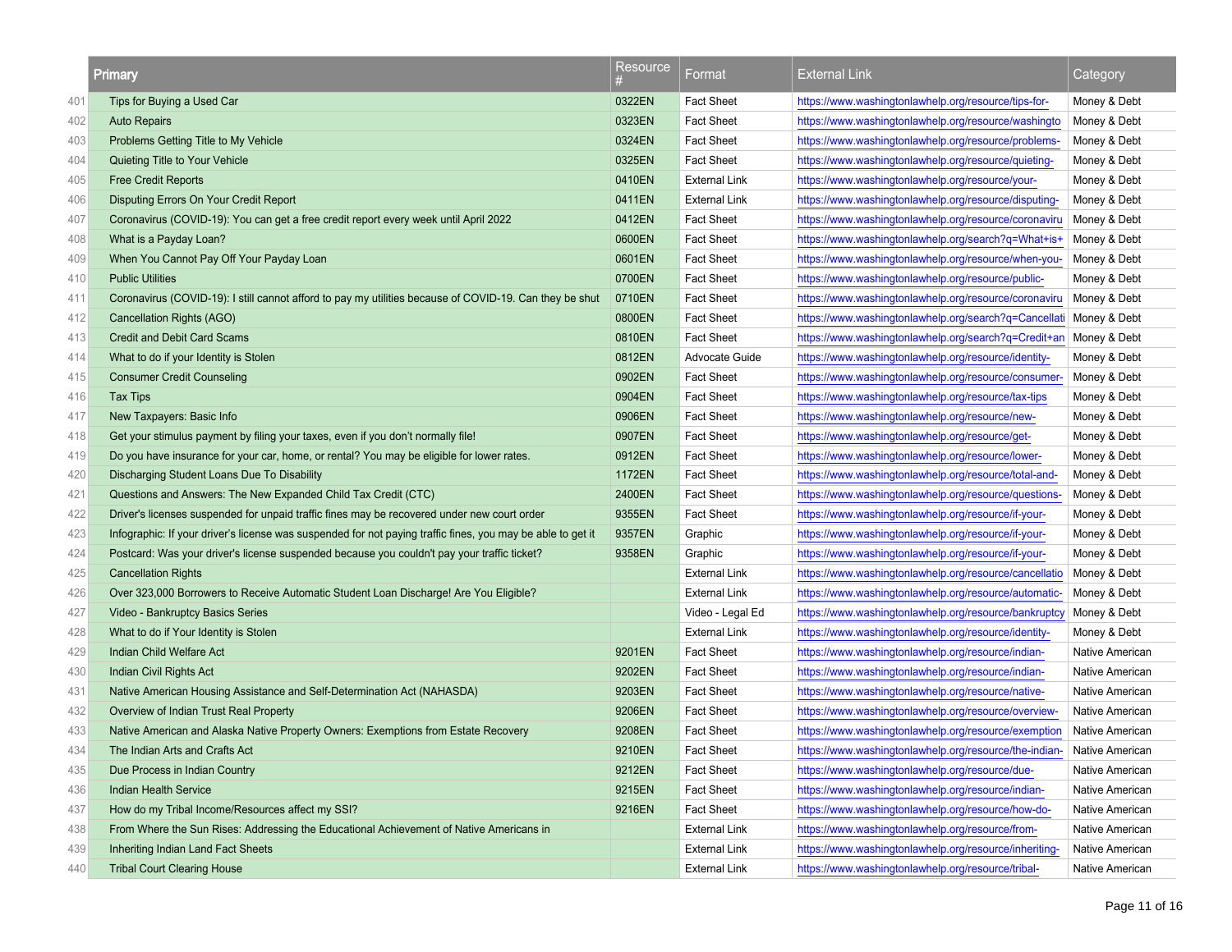| | Primary | Resource # | Format | External Link | Category |
|---|---|---|---|---|---|
| 401 | Tips for Buying a Used Car | 0322EN | Fact Sheet | https://www.washingtonlawhelp.org/resource/tips-for- | Money & Debt |
| 402 | Auto Repairs | 0323EN | Fact Sheet | https://www.washingtonlawhelp.org/resource/washingto | Money & Debt |
| 403 | Problems Getting Title to My Vehicle | 0324EN | Fact Sheet | https://www.washingtonlawhelp.org/resource/problems- | Money & Debt |
| 404 | Quieting Title to Your Vehicle | 0325EN | Fact Sheet | https://www.washingtonlawhelp.org/resource/quieting- | Money & Debt |
| 405 | Free Credit Reports | 0410EN | External Link | https://www.washingtonlawhelp.org/resource/your- | Money & Debt |
| 406 | Disputing Errors On Your Credit Report | 0411EN | External Link | https://www.washingtonlawhelp.org/resource/disputing- | Money & Debt |
| 407 | Coronavirus (COVID-19): You can get a free credit report every week until April 2022 | 0412EN | Fact Sheet | https://www.washingtonlawhelp.org/resource/coronaviru | Money & Debt |
| 408 | What is a Payday Loan? | 0600EN | Fact Sheet | https://www.washingtonlawhelp.org/search?q=What+is+ | Money & Debt |
| 409 | When You Cannot Pay Off Your Payday Loan | 0601EN | Fact Sheet | https://www.washingtonlawhelp.org/resource/when-you- | Money & Debt |
| 410 | Public Utilities | 0700EN | Fact Sheet | https://www.washingtonlawhelp.org/resource/public- | Money & Debt |
| 411 | Coronavirus (COVID-19): I still cannot afford to pay my utilities because of COVID-19. Can they be shut | 0710EN | Fact Sheet | https://www.washingtonlawhelp.org/resource/coronaviru | Money & Debt |
| 412 | Cancellation Rights (AGO) | 0800EN | Fact Sheet | https://www.washingtonlawhelp.org/search?q=Cancellati | Money & Debt |
| 413 | Credit and Debit Card Scams | 0810EN | Fact Sheet | https://www.washingtonlawhelp.org/search?q=Credit+an | Money & Debt |
| 414 | What to do if your Identity is Stolen | 0812EN | Advocate Guide | https://www.washingtonlawhelp.org/resource/identity- | Money & Debt |
| 415 | Consumer Credit Counseling | 0902EN | Fact Sheet | https://www.washingtonlawhelp.org/resource/consumer- | Money & Debt |
| 416 | Tax Tips | 0904EN | Fact Sheet | https://www.washingtonlawhelp.org/resource/tax-tips | Money & Debt |
| 417 | New Taxpayers: Basic Info | 0906EN | Fact Sheet | https://www.washingtonlawhelp.org/resource/new- | Money & Debt |
| 418 | Get your stimulus payment by filing your taxes, even if you don't normally file! | 0907EN | Fact Sheet | https://www.washingtonlawhelp.org/resource/get- | Money & Debt |
| 419 | Do you have insurance for your car, home, or rental? You may be eligible for lower rates. | 0912EN | Fact Sheet | https://www.washingtonlawhelp.org/resource/lower- | Money & Debt |
| 420 | Discharging Student Loans Due To Disability | 1172EN | Fact Sheet | https://www.washingtonlawhelp.org/resource/total-and- | Money & Debt |
| 421 | Questions and Answers: The New Expanded Child Tax Credit (CTC) | 2400EN | Fact Sheet | https://www.washingtonlawhelp.org/resource/questions- | Money & Debt |
| 422 | Driver's licenses suspended for unpaid traffic fines may be recovered under new court order | 9355EN | Fact Sheet | https://www.washingtonlawhelp.org/resource/if-your- | Money & Debt |
| 423 | Infographic: If your driver's license was suspended for not paying traffic fines, you may be able to get it | 9357EN | Graphic | https://www.washingtonlawhelp.org/resource/if-your- | Money & Debt |
| 424 | Postcard: Was your driver's license suspended because you couldn't pay your traffic ticket? | 9358EN | Graphic | https://www.washingtonlawhelp.org/resource/if-your- | Money & Debt |
| 425 | Cancellation Rights | | External Link | https://www.washingtonlawhelp.org/resource/cancellatio | Money & Debt |
| 426 | Over 323,000 Borrowers to Receive Automatic Student Loan Discharge! Are You Eligible? | | External Link | https://www.washingtonlawhelp.org/resource/automatic- | Money & Debt |
| 427 | Video - Bankruptcy Basics Series | | Video - Legal Ed | https://www.washingtonlawhelp.org/resource/bankruptcy | Money & Debt |
| 428 | What to do if Your Identity is Stolen | | External Link | https://www.washingtonlawhelp.org/resource/identity- | Money & Debt |
| 429 | Indian Child Welfare Act | 9201EN | Fact Sheet | https://www.washingtonlawhelp.org/resource/indian- | Native American |
| 430 | Indian Civil Rights Act | 9202EN | Fact Sheet | https://www.washingtonlawhelp.org/resource/indian- | Native American |
| 431 | Native American Housing Assistance and Self-Determination Act (NAHASDA) | 9203EN | Fact Sheet | https://www.washingtonlawhelp.org/resource/native- | Native American |
| 432 | Overview of Indian Trust Real Property | 9206EN | Fact Sheet | https://www.washingtonlawhelp.org/resource/overview- | Native American |
| 433 | Native American and Alaska Native Property Owners: Exemptions from Estate Recovery | 9208EN | Fact Sheet | https://www.washingtonlawhelp.org/resource/exemption | Native American |
| 434 | The Indian Arts and Crafts Act | 9210EN | Fact Sheet | https://www.washingtonlawhelp.org/resource/the-indian- | Native American |
| 435 | Due Process in Indian Country | 9212EN | Fact Sheet | https://www.washingtonlawhelp.org/resource/due- | Native American |
| 436 | Indian Health Service | 9215EN | Fact Sheet | https://www.washingtonlawhelp.org/resource/indian- | Native American |
| 437 | How do my Tribal Income/Resources affect my SSI? | 9216EN | Fact Sheet | https://www.washingtonlawhelp.org/resource/how-do- | Native American |
| 438 | From Where the Sun Rises: Addressing the Educational Achievement of Native Americans in | | External Link | https://www.washingtonlawhelp.org/resource/from- | Native American |
| 439 | Inheriting Indian Land Fact Sheets | | External Link | https://www.washingtonlawhelp.org/resource/inheriting- | Native American |
| 440 | Tribal Court Clearing House | | External Link | https://www.washingtonlawhelp.org/resource/tribal- | Native American |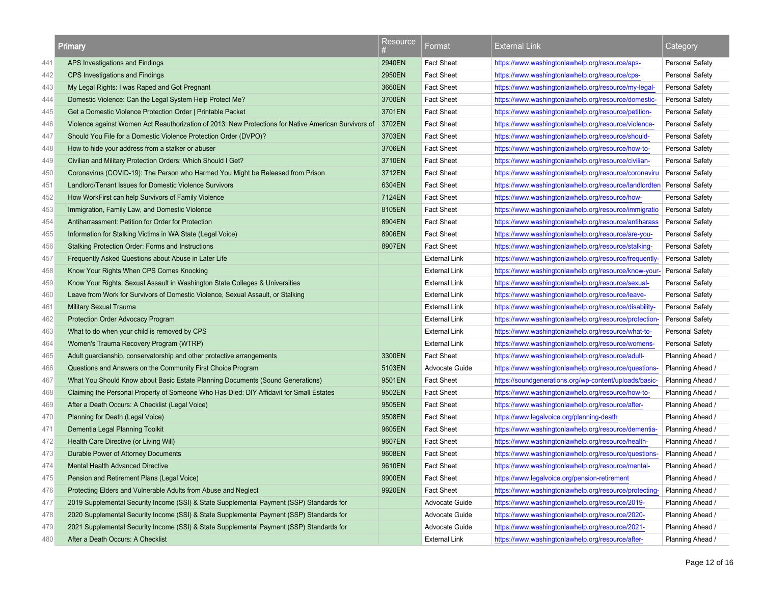| | Primary | Resource # | Format | External Link | Category |
|---|---|---|---|---|---|
| 441 | APS Investigations and Findings | 2940EN | Fact Sheet | https://www.washingtonlawhelp.org/resource/aps- | Personal Safety |
| 442 | CPS Investigations and Findings | 2950EN | Fact Sheet | https://www.washingtonlawhelp.org/resource/cps- | Personal Safety |
| 443 | My Legal Rights: I was Raped and Got Pregnant | 3660EN | Fact Sheet | https://www.washingtonlawhelp.org/resource/my-legal- | Personal Safety |
| 444 | Domestic Violence: Can the Legal System Help Protect Me? | 3700EN | Fact Sheet | https://www.washingtonlawhelp.org/resource/domestic- | Personal Safety |
| 445 | Get a Domestic Violence Protection Order \| Printable Packet | 3701EN | Fact Sheet | https://www.washingtonlawhelp.org/resource/petition- | Personal Safety |
| 446 | Violence against Women Act Reauthorization of 2013: New Protections for Native American Survivors of | 3702EN | Fact Sheet | https://www.washingtonlawhelp.org/resource/violence- | Personal Safety |
| 447 | Should You File for a Domestic Violence Protection Order (DVPO)? | 3703EN | Fact Sheet | https://www.washingtonlawhelp.org/resource/should- | Personal Safety |
| 448 | How to hide your address from a stalker or abuser | 3706EN | Fact Sheet | https://www.washingtonlawhelp.org/resource/how-to- | Personal Safety |
| 449 | Civilian and Military Protection Orders: Which Should I Get? | 3710EN | Fact Sheet | https://www.washingtonlawhelp.org/resource/civilian- | Personal Safety |
| 450 | Coronavirus (COVID-19): The Person who Harmed You Might be Released from Prison | 3712EN | Fact Sheet | https://www.washingtonlawhelp.org/resource/coronaviru | Personal Safety |
| 451 | Landlord/Tenant Issues for Domestic Violence Survivors | 6304EN | Fact Sheet | https://www.washingtonlawhelp.org/resource/landlordten | Personal Safety |
| 452 | How WorkFirst can help Survivors of Family Violence | 7124EN | Fact Sheet | https://www.washingtonlawhelp.org/resource/how- | Personal Safety |
| 453 | Immigration, Family Law, and Domestic Violence | 8105EN | Fact Sheet | https://www.washingtonlawhelp.org/resource/immigratio | Personal Safety |
| 454 | Antiharrassment: Petition for Order for Protection | 8904EN | Fact Sheet | https://www.washingtonlawhelp.org/resource/antiharass | Personal Safety |
| 455 | Information for Stalking Victims in WA State (Legal Voice) | 8906EN | Fact Sheet | https://www.washingtonlawhelp.org/resource/are-you- | Personal Safety |
| 456 | Stalking Protection Order: Forms and Instructions | 8907EN | Fact Sheet | https://www.washingtonlawhelp.org/resource/stalking- | Personal Safety |
| 457 | Frequently Asked Questions about Abuse in Later Life | | External Link | https://www.washingtonlawhelp.org/resource/frequently- | Personal Safety |
| 458 | Know Your Rights When CPS Comes Knocking | | External Link | https://www.washingtonlawhelp.org/resource/know-your- | Personal Safety |
| 459 | Know Your Rights: Sexual Assault in Washington State Colleges & Universities | | External Link | https://www.washingtonlawhelp.org/resource/sexual- | Personal Safety |
| 460 | Leave from Work for Survivors of Domestic Violence, Sexual Assault, or Stalking | | External Link | https://www.washingtonlawhelp.org/resource/leave- | Personal Safety |
| 461 | Military Sexual Trauma | | External Link | https://www.washingtonlawhelp.org/resource/disability- | Personal Safety |
| 462 | Protection Order Advocacy Program | | External Link | https://www.washingtonlawhelp.org/resource/protection- | Personal Safety |
| 463 | What to do when your child is removed by CPS | | External Link | https://www.washingtonlawhelp.org/resource/what-to- | Personal Safety |
| 464 | Women's Trauma Recovery Program (WTRP) | | External Link | https://www.washingtonlawhelp.org/resource/womens- | Personal Safety |
| 465 | Adult guardianship, conservatorship and other protective arrangements | 3300EN | Fact Sheet | https://www.washingtonlawhelp.org/resource/adult- | Planning Ahead / |
| 466 | Questions and Answers on the Community First Choice Program | 5103EN | Advocate Guide | https://www.washingtonlawhelp.org/resource/questions- | Planning Ahead / |
| 467 | What You Should Know about Basic Estate Planning Documents (Sound Generations) | 9501EN | Fact Sheet | https://soundgenerations.org/wp-content/uploads/basic- | Planning Ahead / |
| 468 | Claiming the Personal Property of Someone Who Has Died: DIY Affidavit for Small Estates | 9502EN | Fact Sheet | https://www.washingtonlawhelp.org/resource/how-to- | Planning Ahead / |
| 469 | After a Death Occurs: A Checklist (Legal Voice) | 9505EN | Fact Sheet | https://www.washingtonlawhelp.org/resource/after- | Planning Ahead / |
| 470 | Planning for Death (Legal Voice) | 9508EN | Fact Sheet | https://www.legalvoice.org/planning-death | Planning Ahead / |
| 471 | Dementia Legal Planning Toolkit | 9605EN | Fact Sheet | https://www.washingtonlawhelp.org/resource/dementia- | Planning Ahead / |
| 472 | Health Care Directive (or Living Will) | 9607EN | Fact Sheet | https://www.washingtonlawhelp.org/resource/health- | Planning Ahead / |
| 473 | Durable Power of Attorney Documents | 9608EN | Fact Sheet | https://www.washingtonlawhelp.org/resource/questions- | Planning Ahead / |
| 474 | Mental Health Advanced Directive | 9610EN | Fact Sheet | https://www.washingtonlawhelp.org/resource/mental- | Planning Ahead / |
| 475 | Pension and Retirement Plans (Legal Voice) | 9900EN | Fact Sheet | https://www.legalvoice.org/pension-retirement | Planning Ahead / |
| 476 | Protecting Elders and Vulnerable Adults from Abuse and Neglect | 9920EN | Fact Sheet | https://www.washingtonlawhelp.org/resource/protecting- | Planning Ahead / |
| 477 | 2019 Supplemental Security Income (SSI) & State Supplemental Payment (SSP) Standards for | | Advocate Guide | https://www.washingtonlawhelp.org/resource/2019- | Planning Ahead / |
| 478 | 2020 Supplemental Security Income (SSI) & State Supplemental Payment (SSP) Standards for | | Advocate Guide | https://www.washingtonlawhelp.org/resource/2020- | Planning Ahead / |
| 479 | 2021 Supplemental Security Income (SSI) & State Supplemental Payment (SSP) Standards for | | Advocate Guide | https://www.washingtonlawhelp.org/resource/2021- | Planning Ahead / |
| 480 | After a Death Occurs: A Checklist | | External Link | https://www.washingtonlawhelp.org/resource/after- | Planning Ahead / |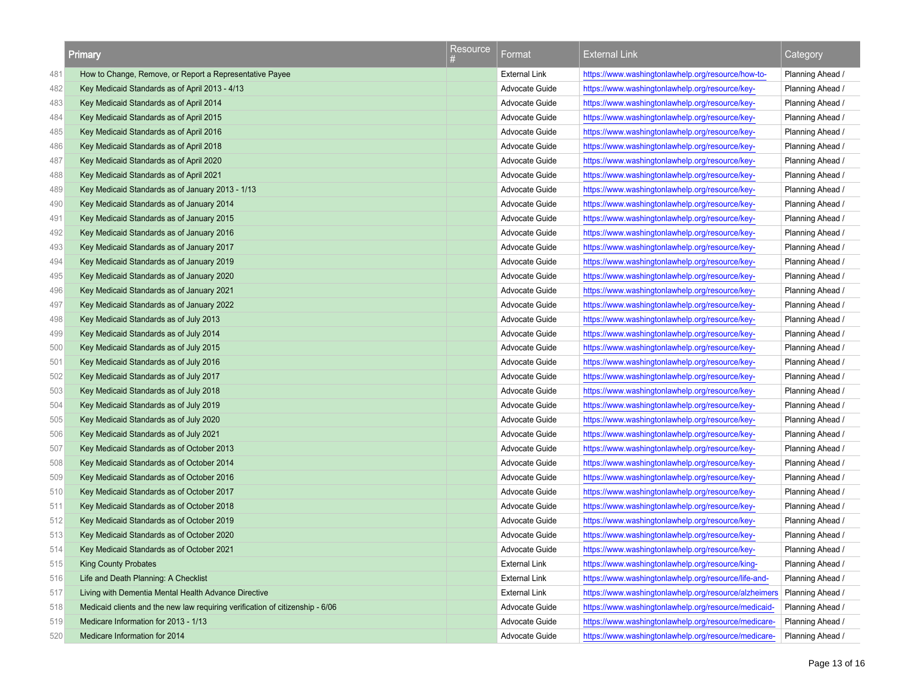| | Primary | Resource # | Format | External Link | Category |
|---|---|---|---|---|---|
| 481 | How to Change, Remove, or Report a Representative Payee | | External Link | https://www.washingtonlawhelp.org/resource/how-to- | Planning Ahead / |
| 482 | Key Medicaid Standards as of April 2013 - 4/13 | | Advocate Guide | https://www.washingtonlawhelp.org/resource/key- | Planning Ahead / |
| 483 | Key Medicaid Standards as of April 2014 | | Advocate Guide | https://www.washingtonlawhelp.org/resource/key- | Planning Ahead / |
| 484 | Key Medicaid Standards as of April 2015 | | Advocate Guide | https://www.washingtonlawhelp.org/resource/key- | Planning Ahead / |
| 485 | Key Medicaid Standards as of April 2016 | | Advocate Guide | https://www.washingtonlawhelp.org/resource/key- | Planning Ahead / |
| 486 | Key Medicaid Standards as of April 2018 | | Advocate Guide | https://www.washingtonlawhelp.org/resource/key- | Planning Ahead / |
| 487 | Key Medicaid Standards as of April 2020 | | Advocate Guide | https://www.washingtonlawhelp.org/resource/key- | Planning Ahead / |
| 488 | Key Medicaid Standards as of April 2021 | | Advocate Guide | https://www.washingtonlawhelp.org/resource/key- | Planning Ahead / |
| 489 | Key Medicaid Standards as of January 2013 - 1/13 | | Advocate Guide | https://www.washingtonlawhelp.org/resource/key- | Planning Ahead / |
| 490 | Key Medicaid Standards as of January 2014 | | Advocate Guide | https://www.washingtonlawhelp.org/resource/key- | Planning Ahead / |
| 491 | Key Medicaid Standards as of January 2015 | | Advocate Guide | https://www.washingtonlawhelp.org/resource/key- | Planning Ahead / |
| 492 | Key Medicaid Standards as of January 2016 | | Advocate Guide | https://www.washingtonlawhelp.org/resource/key- | Planning Ahead / |
| 493 | Key Medicaid Standards as of January 2017 | | Advocate Guide | https://www.washingtonlawhelp.org/resource/key- | Planning Ahead / |
| 494 | Key Medicaid Standards as of January 2019 | | Advocate Guide | https://www.washingtonlawhelp.org/resource/key- | Planning Ahead / |
| 495 | Key Medicaid Standards as of January 2020 | | Advocate Guide | https://www.washingtonlawhelp.org/resource/key- | Planning Ahead / |
| 496 | Key Medicaid Standards as of January 2021 | | Advocate Guide | https://www.washingtonlawhelp.org/resource/key- | Planning Ahead / |
| 497 | Key Medicaid Standards as of January 2022 | | Advocate Guide | https://www.washingtonlawhelp.org/resource/key- | Planning Ahead / |
| 498 | Key Medicaid Standards as of July 2013 | | Advocate Guide | https://www.washingtonlawhelp.org/resource/key- | Planning Ahead / |
| 499 | Key Medicaid Standards as of July 2014 | | Advocate Guide | https://www.washingtonlawhelp.org/resource/key- | Planning Ahead / |
| 500 | Key Medicaid Standards as of July 2015 | | Advocate Guide | https://www.washingtonlawhelp.org/resource/key- | Planning Ahead / |
| 501 | Key Medicaid Standards as of July 2016 | | Advocate Guide | https://www.washingtonlawhelp.org/resource/key- | Planning Ahead / |
| 502 | Key Medicaid Standards as of July 2017 | | Advocate Guide | https://www.washingtonlawhelp.org/resource/key- | Planning Ahead / |
| 503 | Key Medicaid Standards as of July 2018 | | Advocate Guide | https://www.washingtonlawhelp.org/resource/key- | Planning Ahead / |
| 504 | Key Medicaid Standards as of July 2019 | | Advocate Guide | https://www.washingtonlawhelp.org/resource/key- | Planning Ahead / |
| 505 | Key Medicaid Standards as of July 2020 | | Advocate Guide | https://www.washingtonlawhelp.org/resource/key- | Planning Ahead / |
| 506 | Key Medicaid Standards as of July 2021 | | Advocate Guide | https://www.washingtonlawhelp.org/resource/key- | Planning Ahead / |
| 507 | Key Medicaid Standards as of October 2013 | | Advocate Guide | https://www.washingtonlawhelp.org/resource/key- | Planning Ahead / |
| 508 | Key Medicaid Standards as of October 2014 | | Advocate Guide | https://www.washingtonlawhelp.org/resource/key- | Planning Ahead / |
| 509 | Key Medicaid Standards as of October 2016 | | Advocate Guide | https://www.washingtonlawhelp.org/resource/key- | Planning Ahead / |
| 510 | Key Medicaid Standards as of October 2017 | | Advocate Guide | https://www.washingtonlawhelp.org/resource/key- | Planning Ahead / |
| 511 | Key Medicaid Standards as of October 2018 | | Advocate Guide | https://www.washingtonlawhelp.org/resource/key- | Planning Ahead / |
| 512 | Key Medicaid Standards as of October 2019 | | Advocate Guide | https://www.washingtonlawhelp.org/resource/key- | Planning Ahead / |
| 513 | Key Medicaid Standards as of October 2020 | | Advocate Guide | https://www.washingtonlawhelp.org/resource/key- | Planning Ahead / |
| 514 | Key Medicaid Standards as of October 2021 | | Advocate Guide | https://www.washingtonlawhelp.org/resource/key- | Planning Ahead / |
| 515 | King County Probates | | External Link | https://www.washingtonlawhelp.org/resource/king- | Planning Ahead / |
| 516 | Life and Death Planning: A Checklist | | External Link | https://www.washingtonlawhelp.org/resource/life-and- | Planning Ahead / |
| 517 | Living with Dementia Mental Health Advance Directive | | External Link | https://www.washingtonlawhelp.org/resource/alzheimers | Planning Ahead / |
| 518 | Medicaid clients and the new law requiring verification of citizenship - 6/06 | | Advocate Guide | https://www.washingtonlawhelp.org/resource/medicaid- | Planning Ahead / |
| 519 | Medicare Information for 2013 - 1/13 | | Advocate Guide | https://www.washingtonlawhelp.org/resource/medicare- | Planning Ahead / |
| 520 | Medicare Information for 2014 | | Advocate Guide | https://www.washingtonlawhelp.org/resource/medicare- | Planning Ahead / |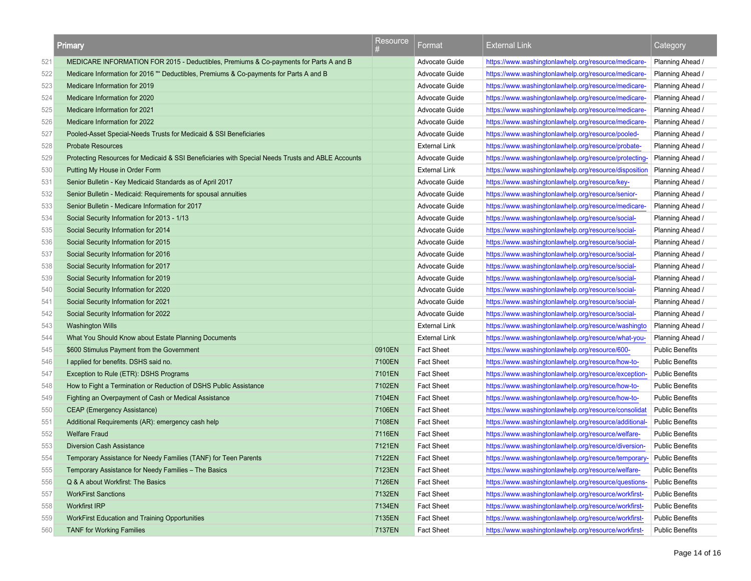| | Primary | Resource # | Format | External Link | Category |
|---|---|---|---|---|---|
| 521 | MEDICARE INFORMATION FOR 2015 - Deductibles, Premiums & Co-payments for Parts A and B | | Advocate Guide | https://www.washingtonlawhelp.org/resource/medicare- | Planning Ahead / |
| 522 | Medicare Information for 2016 "" Deductibles, Premiums & Co-payments for Parts A and B | | Advocate Guide | https://www.washingtonlawhelp.org/resource/medicare- | Planning Ahead / |
| 523 | Medicare Information for 2019 | | Advocate Guide | https://www.washingtonlawhelp.org/resource/medicare- | Planning Ahead / |
| 524 | Medicare Information for 2020 | | Advocate Guide | https://www.washingtonlawhelp.org/resource/medicare- | Planning Ahead / |
| 525 | Medicare Information for 2021 | | Advocate Guide | https://www.washingtonlawhelp.org/resource/medicare- | Planning Ahead / |
| 526 | Medicare Information for 2022 | | Advocate Guide | https://www.washingtonlawhelp.org/resource/medicare- | Planning Ahead / |
| 527 | Pooled-Asset Special-Needs Trusts for Medicaid & SSI Beneficiaries | | Advocate Guide | https://www.washingtonlawhelp.org/resource/pooled- | Planning Ahead / |
| 528 | Probate Resources | | External Link | https://www.washingtonlawhelp.org/resource/probate- | Planning Ahead / |
| 529 | Protecting Resources for Medicaid & SSI Beneficiaries with Special Needs Trusts and ABLE Accounts | | Advocate Guide | https://www.washingtonlawhelp.org/resource/protecting- | Planning Ahead / |
| 530 | Putting My House in Order Form | | External Link | https://www.washingtonlawhelp.org/resource/disposition | Planning Ahead / |
| 531 | Senior Bulletin - Key Medicaid Standards as of April 2017 | | Advocate Guide | https://www.washingtonlawhelp.org/resource/key- | Planning Ahead / |
| 532 | Senior Bulletin - Medicaid: Requirements for spousal annuities | | Advocate Guide | https://www.washingtonlawhelp.org/resource/senior- | Planning Ahead / |
| 533 | Senior Bulletin - Medicare Information for 2017 | | Advocate Guide | https://www.washingtonlawhelp.org/resource/medicare- | Planning Ahead / |
| 534 | Social Security Information for 2013 - 1/13 | | Advocate Guide | https://www.washingtonlawhelp.org/resource/social- | Planning Ahead / |
| 535 | Social Security Information for 2014 | | Advocate Guide | https://www.washingtonlawhelp.org/resource/social- | Planning Ahead / |
| 536 | Social Security Information for 2015 | | Advocate Guide | https://www.washingtonlawhelp.org/resource/social- | Planning Ahead / |
| 537 | Social Security Information for 2016 | | Advocate Guide | https://www.washingtonlawhelp.org/resource/social- | Planning Ahead / |
| 538 | Social Security Information for 2017 | | Advocate Guide | https://www.washingtonlawhelp.org/resource/social- | Planning Ahead / |
| 539 | Social Security Information for 2019 | | Advocate Guide | https://www.washingtonlawhelp.org/resource/social- | Planning Ahead / |
| 540 | Social Security Information for 2020 | | Advocate Guide | https://www.washingtonlawhelp.org/resource/social- | Planning Ahead / |
| 541 | Social Security Information for 2021 | | Advocate Guide | https://www.washingtonlawhelp.org/resource/social- | Planning Ahead / |
| 542 | Social Security Information for 2022 | | Advocate Guide | https://www.washingtonlawhelp.org/resource/social- | Planning Ahead / |
| 543 | Washington Wills | | External Link | https://www.washingtonlawhelp.org/resource/washingto | Planning Ahead / |
| 544 | What You Should Know about Estate Planning Documents | | External Link | https://www.washingtonlawhelp.org/resource/what-you- | Planning Ahead / |
| 545 | $600 Stimulus Payment from the Government | 0910EN | Fact Sheet | https://www.washingtonlawhelp.org/resource/600- | Public Benefits |
| 546 | I applied for benefits. DSHS said no. | 7100EN | Fact Sheet | https://www.washingtonlawhelp.org/resource/how-to- | Public Benefits |
| 547 | Exception to Rule (ETR): DSHS Programs | 7101EN | Fact Sheet | https://www.washingtonlawhelp.org/resource/exception- | Public Benefits |
| 548 | How to Fight a Termination or Reduction of DSHS Public Assistance | 7102EN | Fact Sheet | https://www.washingtonlawhelp.org/resource/how-to- | Public Benefits |
| 549 | Fighting an Overpayment of Cash or Medical Assistance | 7104EN | Fact Sheet | https://www.washingtonlawhelp.org/resource/how-to- | Public Benefits |
| 550 | CEAP (Emergency Assistance) | 7106EN | Fact Sheet | https://www.washingtonlawhelp.org/resource/consolidat | Public Benefits |
| 551 | Additional Requirements (AR): emergency cash help | 7108EN | Fact Sheet | https://www.washingtonlawhelp.org/resource/additional- | Public Benefits |
| 552 | Welfare Fraud | 7116EN | Fact Sheet | https://www.washingtonlawhelp.org/resource/welfare- | Public Benefits |
| 553 | Diversion Cash Assistance | 7121EN | Fact Sheet | https://www.washingtonlawhelp.org/resource/diversion- | Public Benefits |
| 554 | Temporary Assistance for Needy Families (TANF) for Teen Parents | 7122EN | Fact Sheet | https://www.washingtonlawhelp.org/resource/temporary- | Public Benefits |
| 555 | Temporary Assistance for Needy Families – The Basics | 7123EN | Fact Sheet | https://www.washingtonlawhelp.org/resource/welfare- | Public Benefits |
| 556 | Q & A about Workfirst: The Basics | 7126EN | Fact Sheet | https://www.washingtonlawhelp.org/resource/questions- | Public Benefits |
| 557 | WorkFirst Sanctions | 7132EN | Fact Sheet | https://www.washingtonlawhelp.org/resource/workfirst- | Public Benefits |
| 558 | Workfirst IRP | 7134EN | Fact Sheet | https://www.washingtonlawhelp.org/resource/workfirst- | Public Benefits |
| 559 | WorkFirst Education and Training Opportunities | 7135EN | Fact Sheet | https://www.washingtonlawhelp.org/resource/workfirst- | Public Benefits |
| 560 | TANF for Working Families | 7137EN | Fact Sheet | https://www.washingtonlawhelp.org/resource/workfirst- | Public Benefits |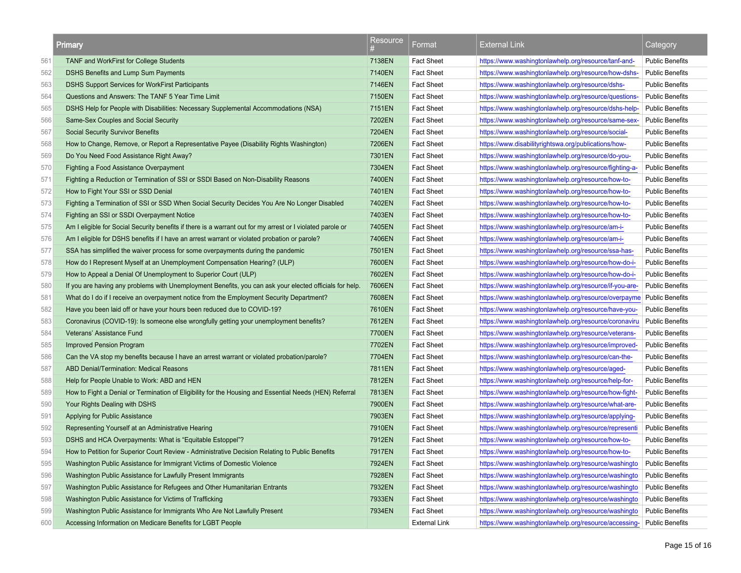| | Primary | Resource # | Format | External Link | Category |
|---|---|---|---|---|---|
| 561 | TANF and WorkFirst for College Students | 7138EN | Fact Sheet | https://www.washingtonlawhelp.org/resource/tanf-and- | Public Benefits |
| 562 | DSHS Benefits and Lump Sum Payments | 7140EN | Fact Sheet | https://www.washingtonlawhelp.org/resource/how-dshs- | Public Benefits |
| 563 | DSHS Support Services for WorkFirst Participants | 7146EN | Fact Sheet | https://www.washingtonlawhelp.org/resource/dshs- | Public Benefits |
| 564 | Questions and Answers: The TANF 5 Year Time Limit | 7150EN | Fact Sheet | https://www.washingtonlawhelp.org/resource/questions- | Public Benefits |
| 565 | DSHS Help for People with Disabilities: Necessary Supplemental Accommodations (NSA) | 7151EN | Fact Sheet | https://www.washingtonlawhelp.org/resource/dshs-help- | Public Benefits |
| 566 | Same-Sex Couples and Social Security | 7202EN | Fact Sheet | https://www.washingtonlawhelp.org/resource/same-sex- | Public Benefits |
| 567 | Social Security Survivor Benefits | 7204EN | Fact Sheet | https://www.washingtonlawhelp.org/resource/social- | Public Benefits |
| 568 | How to Change, Remove, or Report a Representative Payee (Disability Rights Washington) | 7206EN | Fact Sheet | https://www.disabilityrightswa.org/publications/how- | Public Benefits |
| 569 | Do You Need Food Assistance Right Away? | 7301EN | Fact Sheet | https://www.washingtonlawhelp.org/resource/do-you- | Public Benefits |
| 570 | Fighting a Food Assistance Overpayment | 7304EN | Fact Sheet | https://www.washingtonlawhelp.org/resource/fighting-a- | Public Benefits |
| 571 | Fighting a Reduction or Termination of SSI or SSDI Based on Non-Disability Reasons | 7400EN | Fact Sheet | https://www.washingtonlawhelp.org/resource/how-to- | Public Benefits |
| 572 | How to Fight Your SSI or SSD Denial | 7401EN | Fact Sheet | https://www.washingtonlawhelp.org/resource/how-to- | Public Benefits |
| 573 | Fighting a Termination of SSI or SSD When Social Security Decides You Are No Longer Disabled | 7402EN | Fact Sheet | https://www.washingtonlawhelp.org/resource/how-to- | Public Benefits |
| 574 | Fighting an SSI or SSDI Overpayment Notice | 7403EN | Fact Sheet | https://www.washingtonlawhelp.org/resource/how-to- | Public Benefits |
| 575 | Am I eligible for Social Security benefits if there is a warrant out for my arrest or I violated parole or | 7405EN | Fact Sheet | https://www.washingtonlawhelp.org/resource/am-i- | Public Benefits |
| 576 | Am I eligible for DSHS benefits if I have an arrest warrant or violated probation or parole? | 7406EN | Fact Sheet | https://www.washingtonlawhelp.org/resource/am-i- | Public Benefits |
| 577 | SSA has simplified the waiver process for some overpayments during the pandemic | 7501EN | Fact Sheet | https://www.washingtonlawhelp.org/resource/ssa-has- | Public Benefits |
| 578 | How do I Represent Myself at an Unemployment Compensation Hearing? (ULP) | 7600EN | Fact Sheet | https://www.washingtonlawhelp.org/resource/how-do-i- | Public Benefits |
| 579 | How to Appeal a Denial Of Unemployment to Superior Court (ULP) | 7602EN | Fact Sheet | https://www.washingtonlawhelp.org/resource/how-do-i- | Public Benefits |
| 580 | If you are having any problems with Unemployment Benefits, you can ask your elected officials for help. | 7606EN | Fact Sheet | https://www.washingtonlawhelp.org/resource/if-you-are- | Public Benefits |
| 581 | What do I do if I receive an overpayment notice from the Employment Security Department? | 7608EN | Fact Sheet | https://www.washingtonlawhelp.org/resource/overpayme | Public Benefits |
| 582 | Have you been laid off or have your hours been reduced due to COVID-19? | 7610EN | Fact Sheet | https://www.washingtonlawhelp.org/resource/have-you- | Public Benefits |
| 583 | Coronavirus (COVID-19): Is someone else wrongfully getting your unemployment benefits? | 7612EN | Fact Sheet | https://www.washingtonlawhelp.org/resource/coronaviru | Public Benefits |
| 584 | Veterans' Assistance Fund | 7700EN | Fact Sheet | https://www.washingtonlawhelp.org/resource/veterans- | Public Benefits |
| 585 | Improved Pension Program | 7702EN | Fact Sheet | https://www.washingtonlawhelp.org/resource/improved- | Public Benefits |
| 586 | Can the VA stop my benefits because I have an arrest warrant or violated probation/parole? | 7704EN | Fact Sheet | https://www.washingtonlawhelp.org/resource/can-the- | Public Benefits |
| 587 | ABD Denial/Termination: Medical Reasons | 7811EN | Fact Sheet | https://www.washingtonlawhelp.org/resource/aged- | Public Benefits |
| 588 | Help for People Unable to Work: ABD and HEN | 7812EN | Fact Sheet | https://www.washingtonlawhelp.org/resource/help-for- | Public Benefits |
| 589 | How to Fight a Denial or Termination of Eligibility for the Housing and Essential Needs (HEN) Referral | 7813EN | Fact Sheet | https://www.washingtonlawhelp.org/resource/how-fight- | Public Benefits |
| 590 | Your Rights Dealing with DSHS | 7900EN | Fact Sheet | https://www.washingtonlawhelp.org/resource/what-are- | Public Benefits |
| 591 | Applying for Public Assistance | 7903EN | Fact Sheet | https://www.washingtonlawhelp.org/resource/applying- | Public Benefits |
| 592 | Representing Yourself at an Administrative Hearing | 7910EN | Fact Sheet | https://www.washingtonlawhelp.org/resource/representi | Public Benefits |
| 593 | DSHS and HCA Overpayments: What is "Equitable Estoppel"? | 7912EN | Fact Sheet | https://www.washingtonlawhelp.org/resource/how-to- | Public Benefits |
| 594 | How to Petition for Superior Court Review - Administrative Decision Relating to Public Benefits | 7917EN | Fact Sheet | https://www.washingtonlawhelp.org/resource/how-to- | Public Benefits |
| 595 | Washington Public Assistance for Immigrant Victims of Domestic Violence | 7924EN | Fact Sheet | https://www.washingtonlawhelp.org/resource/washingto | Public Benefits |
| 596 | Washington Public Assistance for Lawfully Present Immigrants | 7928EN | Fact Sheet | https://www.washingtonlawhelp.org/resource/washingto | Public Benefits |
| 597 | Washington Public Assistance for Refugees and Other Humanitarian Entrants | 7932EN | Fact Sheet | https://www.washingtonlawhelp.org/resource/washingto | Public Benefits |
| 598 | Washington Public Assistance for Victims of Trafficking | 7933EN | Fact Sheet | https://www.washingtonlawhelp.org/resource/washingto | Public Benefits |
| 599 | Washington Public Assistance for Immigrants Who Are Not Lawfully Present | 7934EN | Fact Sheet | https://www.washingtonlawhelp.org/resource/washingto | Public Benefits |
| 600 | Accessing Information on Medicare Benefits for LGBT People | | External Link | https://www.washingtonlawhelp.org/resource/accessing- | Public Benefits |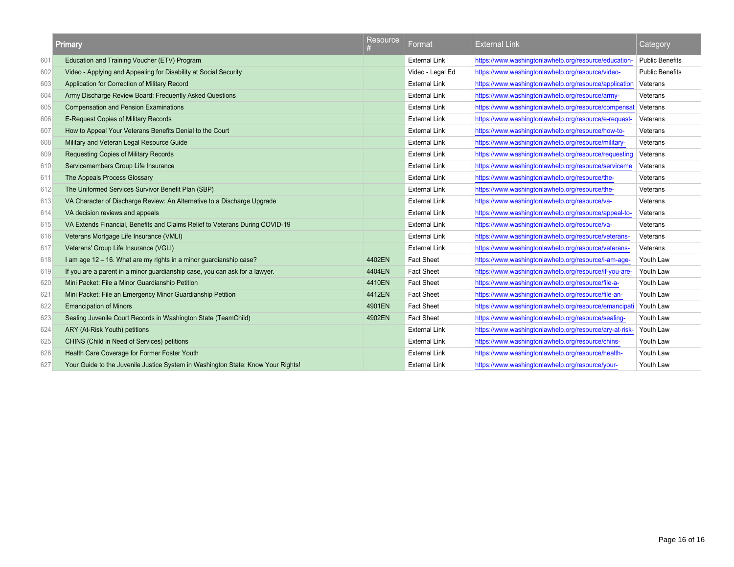| | Primary | Resource # | Format | External Link | Category |
|---|---|---|---|---|---|
| 601 | Education and Training Voucher (ETV) Program | | External Link | https://www.washingtonlawhelp.org/resource/education- | Public Benefits |
| 602 | Video - Applying and Appealing for Disability at Social Security | | Video - Legal Ed | https://www.washingtonlawhelp.org/resource/video- | Public Benefits |
| 603 | Application for Correction of Military Record | | External Link | https://www.washingtonlawhelp.org/resource/application | Veterans |
| 604 | Army Discharge Review Board: Frequently Asked Questions | | External Link | https://www.washingtonlawhelp.org/resource/army- | Veterans |
| 605 | Compensation and Pension Examinations | | External Link | https://www.washingtonlawhelp.org/resource/compensat | Veterans |
| 606 | E-Request Copies of Military Records | | External Link | https://www.washingtonlawhelp.org/resource/e-request- | Veterans |
| 607 | How to Appeal Your Veterans Benefits Denial to the Court | | External Link | https://www.washingtonlawhelp.org/resource/how-to- | Veterans |
| 608 | Military and Veteran Legal Resource Guide | | External Link | https://www.washingtonlawhelp.org/resource/military- | Veterans |
| 609 | Requesting Copies of Military Records | | External Link | https://www.washingtonlawhelp.org/resource/requesting | Veterans |
| 610 | Servicemembers Group Life Insurance | | External Link | https://www.washingtonlawhelp.org/resource/serviceme | Veterans |
| 611 | The Appeals Process Glossary | | External Link | https://www.washingtonlawhelp.org/resource/the- | Veterans |
| 612 | The Uniformed Services Survivor Benefit Plan (SBP) | | External Link | https://www.washingtonlawhelp.org/resource/the- | Veterans |
| 613 | VA Character of Discharge Review: An Alternative to a Discharge Upgrade | | External Link | https://www.washingtonlawhelp.org/resource/va- | Veterans |
| 614 | VA decision reviews and appeals | | External Link | https://www.washingtonlawhelp.org/resource/appeal-to- | Veterans |
| 615 | VA Extends Financial, Benefits and Claims Relief to Veterans During COVID-19 | | External Link | https://www.washingtonlawhelp.org/resource/va- | Veterans |
| 616 | Veterans Mortgage Life Insurance (VMLI) | | External Link | https://www.washingtonlawhelp.org/resource/veterans- | Veterans |
| 617 | Veterans' Group Life Insurance (VGLI) | | External Link | https://www.washingtonlawhelp.org/resource/veterans- | Veterans |
| 618 | I am age 12 – 16. What are my rights in a minor guardianship case? | 4402EN | Fact Sheet | https://www.washingtonlawhelp.org/resource/i-am-age- | Youth Law |
| 619 | If you are a parent in a minor guardianship case, you can ask for a lawyer. | 4404EN | Fact Sheet | https://www.washingtonlawhelp.org/resource/if-you-are- | Youth Law |
| 620 | Mini Packet: File a Minor Guardianship Petition | 4410EN | Fact Sheet | https://www.washingtonlawhelp.org/resource/file-a- | Youth Law |
| 621 | Mini Packet: File an Emergency Minor Guardianship Petition | 4412EN | Fact Sheet | https://www.washingtonlawhelp.org/resource/file-an- | Youth Law |
| 622 | Emancipation of Minors | 4901EN | Fact Sheet | https://www.washingtonlawhelp.org/resource/emancipati | Youth Law |
| 623 | Sealing Juvenile Court Records in Washington State (TeamChild) | 4902EN | Fact Sheet | https://www.washingtonlawhelp.org/resource/sealing- | Youth Law |
| 624 | ARY (At-Risk Youth) petitions | | External Link | https://www.washingtonlawhelp.org/resource/ary-at-risk- | Youth Law |
| 625 | CHINS (Child in Need of Services) petitions | | External Link | https://www.washingtonlawhelp.org/resource/chins- | Youth Law |
| 626 | Health Care Coverage for Former Foster Youth | | External Link | https://www.washingtonlawhelp.org/resource/health- | Youth Law |
| 627 | Your Guide to the Juvenile Justice System in Washington State: Know Your Rights! | | External Link | https://www.washingtonlawhelp.org/resource/your- | Youth Law |